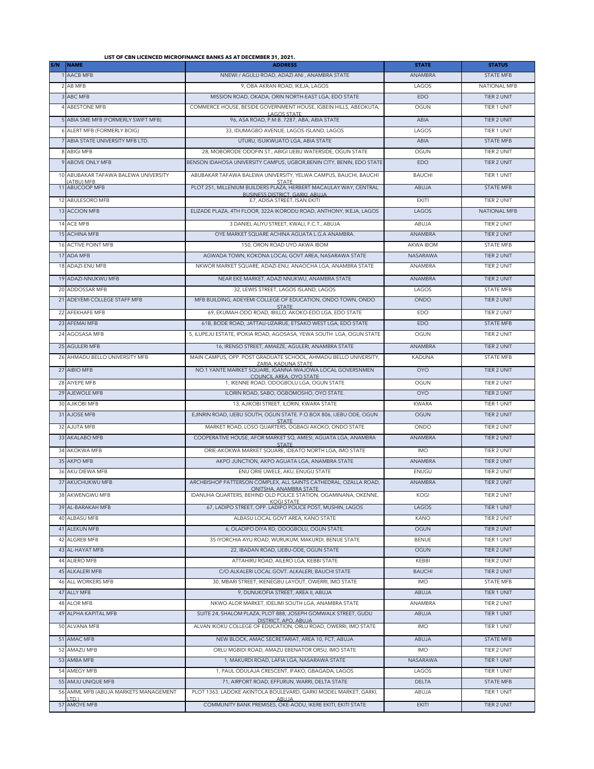**LIST OF CBN LICENCED MICROFINANCE BANKS AS AT DECEMBER 31, 2021.**

| S/N | NAME | ADDRESS | STATE | STATUS |
|---|---|---|---|---|
| 1 | AACB MFB | NNEWI / AGULU ROAD, ADAZI ANI , ANAMBRA STATE | ANAMBRA | STATE MFB |
| 2 | AB MFB | 9, OBA AKRAN ROAD, IKEJA, LAGOS | LAGOS | NATIONAL MFB |
| 3 | ABC MFB | MISSION ROAD, OKADA, ORIN NORTH-EAST LGA, EDO STATE | EDO | TIER 2 UNIT |
| 4 | ABESTONE MFB | COMMERCE HOUSE, BESIDE GOVERNMENT HOUSE, IGBEIN HILLS, ABEOKUTA, LAGOS STATE | OGUN | TIER 1 UNIT |
| 5 | ABIA SME MFB (FORMERLY SWIFT MFB) | 96, ASA ROAD, P.M.B. 7287, ABA, ABIA STATE | ABIA | TIER 2 UNIT |
| 6 | ALERT MFB (FORMERLY BOIG) | 33, IDUMAGBO AVENUE, LAGOS-ISLAND, LAGOS | LAGOS | TIER 1 UNIT |
| 7 | ABIA STATE UNIVERSITY MFB LTD. | UTURU, ISUIKWUATO LGA, ABIA STATE | ABIA | STATE MFB |
| 8 | ABIGI MFB | 28, MOBORODE ODOFIN ST., ABIGI IJEBU WATERSIDE, OGUN STATE | OGUN | TIER 2 UNIT |
| 9 | ABOVE ONLY MFB | BENSON IDAHOSA UNIVERSITY CAMPUS, UGBOR,BENIN CITY, BENIN, EDO STATE | EDO | TIER 2 UNIT |
| 10 | ABUBAKAR TAFAWA BALEWA UNIVERSITY (ATBU) MFB | ABUBAKAR TAFAWA BALEWA UNIVERSITY, YELWA CAMPUS, BAUCHI, BAUCHI STATE | BAUCHI | TIER 1 UNIT |
| 11 | ABUCOOP MFB | PLOT 251, MILLENIUM BUILDERS PLAZA, HERBERT MACAULAY WAY, CENTRAL BUSINESS DISTRICT, GARKI, ABUJA | ABUJA | STATE MFB |
| 12 | ABULESORO MFB | E7, ADISA STREET, ISAN EKITI | EKITI | TIER 2 UNIT |
| 13 | ACCION MFB | ELIZADE PLAZA, 4TH FLOOR, 322A IKORODU ROAD, ANTHONY, IKEJA, LAGOS | LAGOS | NATIONAL MFB |
| 14 | ACE MFB | 3 DANIEL ALIYU STREET, KWALI, F.C.T., ABUJA | ABUJA | TIER 2 UNIT |
| 15 | ACHINA MFB | OYE MARKET SQUARE ACHINA AGUATA L.G.A ANAMBRA. | ANAMBRA | TIER 2 UNIT |
| 16 | ACTIVE POINT MFB | 150, ORON ROAD UYO AKWA IBOM | AKWA IBOM | STATE MFB |
| 17 | ADA MFB | AGWADA TOWN, KOKONA LOCAL GOVT AREA, NASARAWA STATE | NASARAWA | TIER 2 UNIT |
| 18 | ADAZI-ENU MFB | NKWOR MARKET SQUARE, ADAZI-ENU, ANAOCHA LGA, ANAMBRA STATE | ANAMBRA | TIER 2 UNIT |
| 19 | ADAZI-NNUKWU MFB | NEAR EKE MARKET, ADAZI NNUKWU, ANAMBRA STATE | ANAMBRA | TIER 2 UNIT |
| 20 | ADDOSSAR MFB | 32, LEWIS STREET, LAGOS ISLAND, LAGOS | LAGOS | STATE MFB |
| 21 | ADEYEMI COLLEGE STAFF MFB | MFB BUILDING, ADEYEMI COLLEGE OF EDUCATION, ONDO TOWN, ONDO STATE | ONDO | TIER 2 UNIT |
| 22 | AFEKHAFE MFB | 69, EKUMAH-ODO ROAD, IBILLO, AKOKO-EDO LGA, EDO STATE | EDO | TIER 2 UNIT |
| 23 | AFEMAI MFB | 61B, BODE ROAD, JATTAU-UZAIRUE, ETSAKO WEST LGA, EDO STATE | EDO | STATE MFB |
| 24 | AGOSASA MFB | 5, ILUPEJU ESTATE, IPOKIA ROAD, AGOSASA, YEWA SOUTH LGA, OGUN STATE | OGUN | TIER 2 UNIT |
| 25 | AGULERI MFB | 16, IRENSO STREET, AMAEZE, AGULERI, ANAMBRA STATE | ANAMBRA | TIER 2 UNIT |
| 26 | AHMADU BELLO UNIVERSITY MFB | MAIN CAMPUS, OPP. POST GRADUATE SCHOOL, AHMADU BELLO UNIVERSITY, ZARIA, KADUNA STATE | KADUNA | STATE MFB |
| 27 | AIBIO MFB | NO.1 YANTE MARKET SQUARE, IGANNA IWAJOWA LOCAL GOVERSNMEN COUNCIL AREA, OYO STATE | OYO | TIER 2 UNIT |
| 28 | AIYEPE MFB | 1, IKENNE ROAD, ODOGBOLU LGA, OGUN STATE | OGUN | TIER 2 UNIT |
| 29 | AJEWOLE MFB | ILORIN ROAD, SABO, OGBOMOSHO, OYO STATE. | OYO | TIER 2 UNIT |
| 30 | AJIKOBI MFB | 13, AJIKOBI STREET, ILORIN, KWARA STATE | KWARA | TIER 1 UNIT |
| 31 | AJOSE MFB | EJINRIN ROAD, IJEBU SOUTH, OGUN STATE. P.O.BOX 806, IJEBU ODE, OGUN STATE | OGUN | TIER 2 UNIT |
| 32 | AJUTA MFB | MARKET ROAD, LOSO QUARTERS, OGBAGI AKOKO, ONDO STATE | ONDO | TIER 2 UNIT |
| 33 | AKALABO MFB | COOPERATIVE HOUSE, AFOR MARKET SQ, AMESI, AGUATA LGA, ANAMBRA STATE | ANAMBRA | TIER 2 UNIT |
| 34 | AKOKWA MFB | ORIE-AKOKWA MARKET SQUARE, IDEATO NORTH LGA, IMO STATE | IMO | TIER 2 UNIT |
| 35 | AKPO MFB | AKPO JUNCTION, AKPO AGUATA LGA, ANAMBRA STATE | ANAMBRA | TIER 2 UNIT |
| 36 | AKU DIEWA MFB | ENU ORIE UWELE, AKU, ENUGU STATE | ENUGU | TIER 2 UNIT |
| 37 | AKUCHUKWU MFB | ARCHBISHOP PATTERSON COMPLEX, ALL SAINTS CATHEDRAL, OZALLA ROAD, ONITSHA, ANAMBRA STATE | ANAMBRA | TIER 2 UNIT |
| 38 | AKWENGWU MFB | IDANUHA QUARTERS, BEHIND OLD POLICE STATION, OGAMINANA, OKENNE, KOGI STATE | KOGI | TIER 2 UNIT |
| 39 | AL-BARAKAH MFB | 67, LADIPO STREET, OPP. LADIPO POLICE POST, MUSHIN, LAGOS | LAGOS | TIER 1 UNIT |
| 40 | ALBASU MFB | ALBASU LOCAL GOVT AREA, KANO STATE | KANO | TIER 2 UNIT |
| 41 | ALEKUN MFB | 6, OLADIPO DIYA RD, ODOGBOLU, OGUN STATE. | OGUN | TIER 2 UNIT |
| 42 | ALGREB MFB | 35 IYORCHIA AYU ROAD, WURUKUM, MAKURDI, BENUE STATE | BENUE | TIER 1 UNIT |
| 43 | AL-HAYAT MFB | 22, IBADAN ROAD, IJEBU-ODE, OGUN STATE | OGUN | TIER 2 UNIT |
| 44 | ALIERO MFB | ATTAHIRU ROAD, AILERO LGA, KEBBI STATE | KEBBI | TIER 2 UNIT |
| 45 | ALKALERI MFB | C/O ALKALERI LOCAL GOVT. ALKALERI, BAUCHI STATE | BAUCHI | TIER 2 UNIT |
| 46 | ALL WORKERS MFB | 30, MBARI STREET, IKENEGBU LAYOUT, OWERRI, IMO STATE | IMO | STATE MFB |
| 47 | ALLY MFB | 9, DUNUKOFIA STREET, AREA II, ABUJA | ABUJA | TIER 1 UNIT |
| 48 | ALOR MFB | NKWO ALOR MARKET, IDELIMI SOUTH LGA, ANAMBRA STATE | ANAMBRA | TIER 2 UNIT |
| 49 | ALPHA KAPITAL MFB | SUITE 24, SHALOM PLAZA, PLOT 888, JOSEPH GOMWALK STREET, GUDU DISTRICT, APO, ABUJA | ABUJA | TIER 1 UNIT |
| 50 | ALVANA MFB | ALVAN IKOKU COLLEGE OF EDUCATION, ORLU ROAD, OWERRI, IMO STATE | IMO | TIER 1 UNIT |
| 51 | AMAC MFB | NEW BLOCK, AMAC SECRETARIAT, AREA 10, FCT, ABUJA | ABUJA | STATE MFB |
| 52 | AMAZU MFB | ORLU MGBIDI ROAD, AMAZU EBENATOR ORSU, IMO STATE | IMO | TIER 2 UNIT |
| 53 | AMBA MFB | 1, MAKURDI ROAD, LAFIA LGA, NASARAWA STATE | NASARAWA | TIER 1 UNIT |
| 54 | AMEGY MFB | 1, PAUL ODULAJA CRESCENT, IFAKO, GBAGADA, LAGOS | LAGOS | TIER 1 UNIT |
| 55 | AMJU UNIQUE MFB | 71, AIRPORT ROAD, EFFURUN, WARRI, DELTA STATE | DELTA | STATE MFB |
| 56 | AMML MFB (ABUJA MARKETS MANAGEMENT LTD.) | PLOT 1363, LADOKE AKINTOLA BOULEVARD, GARKI MODEL MARKET, GARKI, ABUJA | ABUJA | TIER 1 UNIT |
| 57 | AMOYE MFB | COMMUNITY BANK PREMISES, OKE-AODU, IKERE EKITI, EKITI STATE | EKITI | TIER 2 UNIT |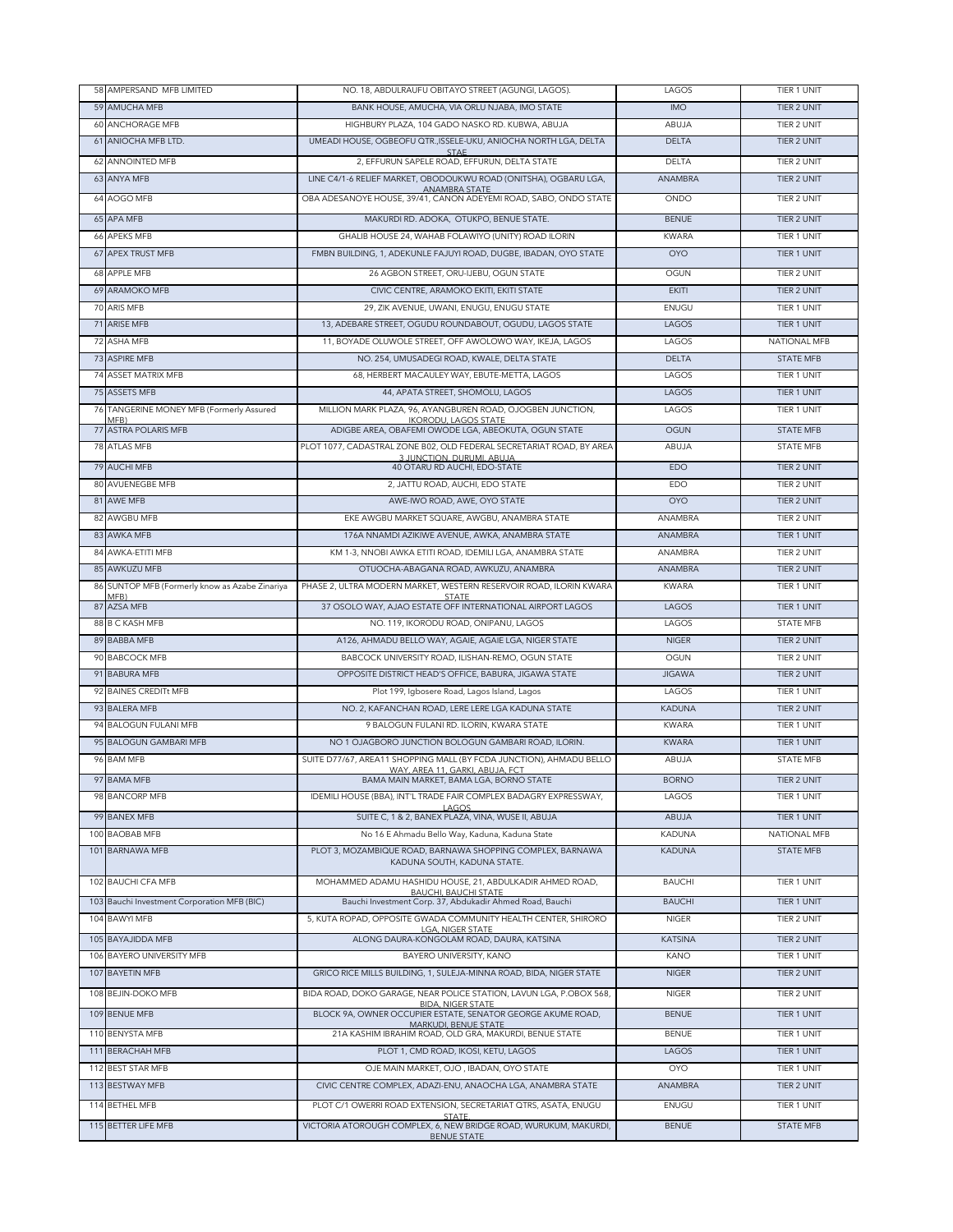| | | | | |
|---|---|---|---|---|
| 58 | AMPERSAND MFB LIMITED | NO. 18, ABDULRAUFU OBITAYO STREET (AGUNGI, LAGOS). | LAGOS | TIER 1 UNIT |
| 59 | AMUCHA MFB | BANK HOUSE, AMUCHA, VIA ORLU NJABA, IMO STATE | IMO | TIER 2 UNIT |
| 60 | ANCHORAGE MFB | HIGHBURY PLAZA, 104 GADO NASKO RD. KUBWA, ABUJA | ABUJA | TIER 2 UNIT |
| 61 | ANIOCHA MFB LTD. | UMEADI HOUSE, OGBEOFU QTR.,ISSELE-UKU, ANIOCHA NORTH LGA, DELTA STAE | DELTA | TIER 2 UNIT |
| 62 | ANNOINTED MFB | 2, EFFURUN SAPELE ROAD, EFFURUN, DELTA STATE | DELTA | TIER 2 UNIT |
| 63 | ANYA MFB | LINE C4/1-6 RELIEF MARKET, OBODOUKWU ROAD (ONITSHA), OGBARU LGA, ANAMBRA STATE | ANAMBRA | TIER 2 UNIT |
| 64 | AOGO MFB | OBA ADESANOYE HOUSE, 39/41, CANON ADEYEMI ROAD, SABO, ONDO STATE | ONDO | TIER 2 UNIT |
| 65 | APA MFB | MAKURDI RD. ADOKA, OTUKPO, BENUE STATE. | BENUE | TIER 2 UNIT |
| 66 | APEKS MFB | GHALIB HOUSE 24, WAHAB FOLAWIYO (UNITY) ROAD ILORIN | KWARA | TIER 1 UNIT |
| 67 | APEX TRUST MFB | FMBN BUILDING, 1, ADEKUNLE FAJUYI ROAD, DUGBE, IBADAN, OYO STATE | OYO | TIER 1 UNIT |
| 68 | APPLE MFB | 26 AGBON STREET, ORU-IJEBU, OGUN STATE | OGUN | TIER 2 UNIT |
| 69 | ARAMOKO MFB | CIVIC CENTRE, ARAMOKO EKITI, EKITI STATE | EKITI | TIER 2 UNIT |
| 70 | ARIS MFB | 29, ZIK AVENUE, UWANI, ENUGU, ENUGU STATE | ENUGU | TIER 1 UNIT |
| 71 | ARISE MFB | 13, ADEBARE STREET, OGUDU ROUNDABOUT, OGUDU, LAGOS STATE | LAGOS | TIER 1 UNIT |
| 72 | ASHA MFB | 11, BOYADE OLUWOLE STREET, OFF AWOLOWO WAY, IKEJA, LAGOS | LAGOS | NATIONAL MFB |
| 73 | ASPIRE MFB | NO. 254, UMUSADEGI ROAD, KWALE, DELTA STATE | DELTA | STATE MFB |
| 74 | ASSET MATRIX MFB | 68, HERBERT MACAULEY WAY, EBUTE-METTA, LAGOS | LAGOS | TIER 1 UNIT |
| 75 | ASSETS MFB | 44, APATA STREET, SHOMOLU, LAGOS | LAGOS | TIER 1 UNIT |
| 76 | TANGERINE MONEY MFB (Formerly Assured MFB) | MILLION MARK PLAZA, 96, AYANGBUREN ROAD, OJOGBEN JUNCTION, IKORODU, LAGOS STATE | LAGOS | TIER 1 UNIT |
| 77 | ASTRA POLARIS MFB | ADIGBE AREA, OBAFEMI OWODE LGA, ABEOKUTA, OGUN STATE | OGUN | STATE MFB |
| 78 | ATLAS MFB | PLOT 1077, CADASTRAL ZONE B02, OLD FEDERAL SECRETARIAT ROAD, BY AREA 3 JUNCTION, DURUMI, ABUJA | ABUJA | STATE MFB |
| 79 | AUCHI MFB | 40 OTARU RD AUCHI, EDO-STATE | EDO | TIER 2 UNIT |
| 80 | AVUENEGBE MFB | 2, JATTU ROAD, AUCHI, EDO STATE | EDO | TIER 2 UNIT |
| 81 | AWE MFB | AWE-IWO ROAD, AWE, OYO STATE | OYO | TIER 2 UNIT |
| 82 | AWGBU MFB | EKE AWGBU MARKET SQUARE, AWGBU, ANAMBRA STATE | ANAMBRA | TIER 2 UNIT |
| 83 | AWKA MFB | 176A NNAMDI AZIKIWE AVENUE, AWKA, ANAMBRA STATE | ANAMBRA | TIER 1 UNIT |
| 84 | AWKA-ETITI MFB | KM 1-3, NNOBI AWKA ETITI ROAD, IDEMILI LGA, ANAMBRA STATE | ANAMBRA | TIER 2 UNIT |
| 85 | AWKUZU MFB | OTUOCHA-ABAGANA ROAD, AWKUZU, ANAMBRA | ANAMBRA | TIER 2 UNIT |
| 86 | SUNTOP MFB (Formerly know as Azabe Zinariya MFB) | PHASE 2, ULTRA MODERN MARKET, WESTERN RESERVOIR ROAD, ILORIN KWARA STATE | KWARA | TIER 1 UNIT |
| 87 | AZSA MFB | 37 OSOLO WAY, AJAO ESTATE OFF INTERNATIONAL AIRPORT LAGOS | LAGOS | TIER 1 UNIT |
| 88 | B C KASH MFB | NO. 119, IKORODU ROAD, ONIPANU, LAGOS | LAGOS | STATE MFB |
| 89 | BABBA MFB | A126, AHMADU BELLO WAY, AGAIE, AGAIE LGA, NIGER STATE | NIGER | TIER 2 UNIT |
| 90 | BABCOCK MFB | BABCOCK UNIVERSITY ROAD, ILISHAN-REMO, OGUN STATE | OGUN | TIER 2 UNIT |
| 91 | BABURA MFB | OPPOSITE DISTRICT HEAD'S OFFICE, BABURA, JIGAWA STATE | JIGAWA | TIER 2 UNIT |
| 92 | BAINES CREDITt MFB | Plot 199, Igbosere Road, Lagos Island, Lagos | LAGOS | TIER 1 UNIT |
| 93 | BALERA MFB | NO. 2, KAFANCHAN ROAD, LERE LERE LGA KADUNA STATE | KADUNA | TIER 2 UNIT |
| 94 | BALOGUN FULANI MFB | 9 BALOGUN FULANI RD. ILORIN, KWARA STATE | KWARA | TIER 1 UNIT |
| 95 | BALOGUN GAMBARI MFB | NO 1 OJAGBORO JUNCTION BOLOGUN GAMBARI ROAD, ILORIN. | KWARA | TIER 1 UNIT |
| 96 | BAM MFB | SUITE D77/67, AREA11 SHOPPING MALL (BY FCDA JUNCTION), AHMADU BELLO WAY, AREA 11, GARKI, ABUJA, FCT | ABUJA | STATE MFB |
| 97 | BAMA MFB | BAMA MAIN MARKET, BAMA LGA, BORNO STATE | BORNO | TIER 2 UNIT |
| 98 | BANCORP MFB | IDEMILI HOUSE (BBA), INT'L TRADE FAIR COMPLEX BADAGRY EXPRESSWAY, LAGOS | LAGOS | TIER 1 UNIT |
| 99 | BANEX MFB | SUITE C, 1 & 2, BANEX PLAZA, VINA, WUSE II, ABUJA | ABUJA | TIER 1 UNIT |
| 100 | BAOBAB MFB | No 16 E Ahmadu Bello Way, Kaduna, Kaduna State | KADUNA | NATIONAL MFB |
| 101 | BARNAWA MFB | PLOT 3, MOZAMBIQUE ROAD, BARNAWA SHOPPING COMPLEX, BARNAWA KADUNA SOUTH, KADUNA STATE. | KADUNA | STATE MFB |
| 102 | BAUCHI CFA MFB | MOHAMMED ADAMU HASHIDU HOUSE, 21, ABDULKADIR AHMED ROAD, BAUCHI, BAUCHI STATE | BAUCHI | TIER 1 UNIT |
| 103 | Bauchi Investment Corporation MFB (BIC) | Bauchi Investment Corp. 37, Abdukadir Ahmed Road, Bauchi | BAUCHI | TIER 1 UNIT |
| 104 | BAWYI MFB | 5, KUTA ROPAD, OPPOSITE GWADA COMMUNITY HEALTH CENTER, SHIRORO LGA, NIGER STATE | NIGER | TIER 2 UNIT |
| 105 | BAYAJIDDA MFB | ALONG DAURA-KONGOLAM ROAD, DAURA, KATSINA | KATSINA | TIER 2 UNIT |
| 106 | BAYERO UNIVERSITY MFB | BAYERO UNIVERSITY, KANO | KANO | TIER 1 UNIT |
| 107 | BAYETIN MFB | GRICO RICE MILLS BUILDING, 1, SULEJA-MINNA ROAD, BIDA, NIGER STATE | NIGER | TIER 2 UNIT |
| 108 | BEJIN-DOKO MFB | BIDA ROAD, DOKO GARAGE, NEAR POLICE STATION, LAVUN LGA, P.OBOX 568, BIDA, NIGER STATE | NIGER | TIER 2 UNIT |
| 109 | BENUE MFB | BLOCK 9A, OWNER OCCUPIER ESTATE, SENATOR GEORGE AKUME ROAD, MARKUDI, BENUE STATE | BENUE | TIER 1 UNIT |
| 110 | BENYSTA MFB | 21A KASHIM IBRAHIM ROAD, OLD GRA, MAKURDI, BENUE STATE | BENUE | TIER 1 UNIT |
| 111 | BERACHAH MFB | PLOT 1, CMD ROAD, IKOSI, KETU, LAGOS | LAGOS | TIER 1 UNIT |
| 112 | BEST STAR MFB | OJE MAIN MARKET, OJO , IBADAN, OYO STATE | OYO | TIER 1 UNIT |
| 113 | BESTWAY MFB | CIVIC CENTRE COMPLEX, ADAZI-ENU, ANAOCHA LGA, ANAMBRA STATE | ANAMBRA | TIER 2 UNIT |
| 114 | BETHEL MFB | PLOT C/1 OWERRI ROAD EXTENSION, SECRETARIAT QTRS, ASATA, ENUGU STATE. | ENUGU | TIER 1 UNIT |
| 115 | BETTER LIFE MFB | VICTORIA ATOROUGH COMPLEX, 6, NEW BRIDGE ROAD, WURUKUM, MAKURDI, BENUE STATE | BENUE | STATE MFB |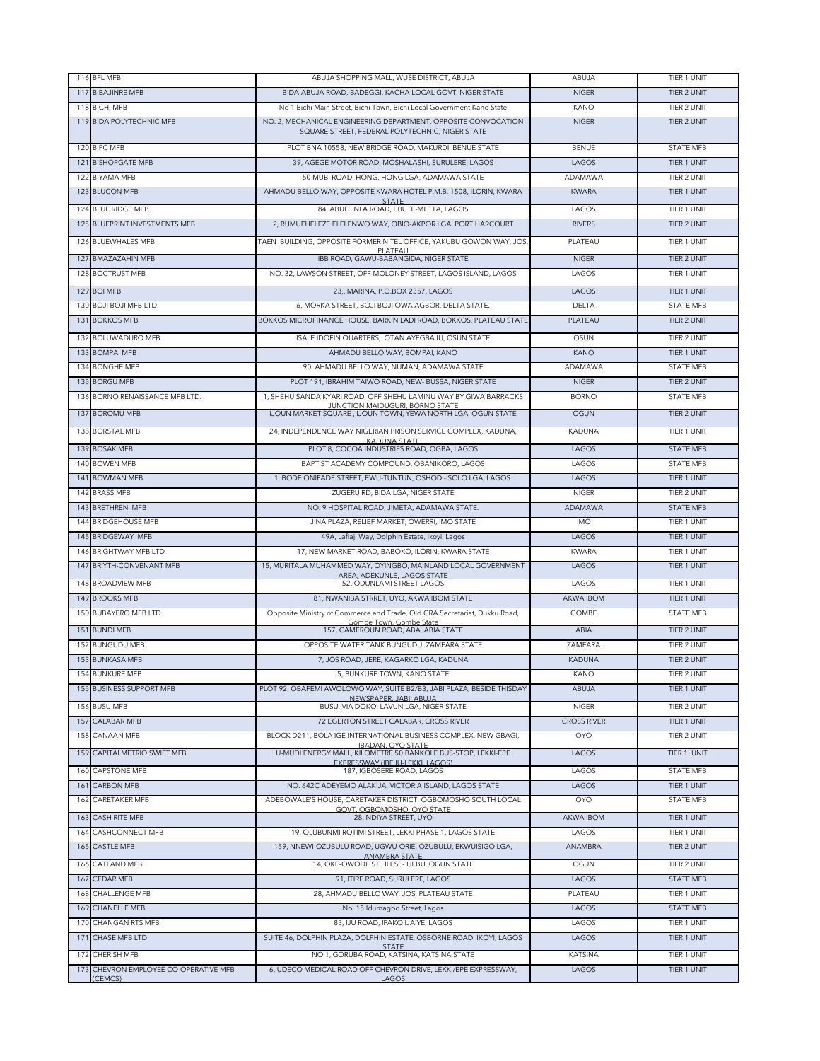| | | | | |
|---|---|---|---|---|
| 116 | BFL MFB | ABUJA SHOPPING MALL, WUSE DISTRICT, ABUJA | ABUJA | TIER 1 UNIT |
| 117 | BIBAJINRE MFB | BIDA-ABUJA ROAD, BADEGGI, KACHA LOCAL GOVT. NIGER STATE | NIGER | TIER 2 UNIT |
| 118 | BICHI MFB | No 1 Bichi Main Street, Bichi Town, Bichi Local Government Kano State | KANO | TIER 2 UNIT |
| 119 | BIDA POLYTECHNIC MFB | NO. 2, MECHANICAL ENGINEERING DEPARTMENT, OPPOSITE CONVOCATION SQUARE STREET, FEDERAL POLYTECHNIC, NIGER STATE | NIGER | TIER 2 UNIT |
| 120 | BIPC MFB | PLOT BNA 10558, NEW BRIDGE ROAD, MAKURDI, BENUE STATE | BENUE | STATE MFB |
| 121 | BISHOPGATE MFB | 39, AGEGE MOTOR ROAD, MOSHALASHI, SURULERE, LAGOS | LAGOS | TIER 1 UNIT |
| 122 | BIYAMA MFB | 50 MUBI ROAD, HONG, HONG LGA, ADAMAWA STATE | ADAMAWA | TIER 2 UNIT |
| 123 | BLUCON MFB | AHMADU BELLO WAY, OPPOSITE KWARA HOTEL P.M.B. 1508, ILORIN, KWARA STATE | KWARA | TIER 1 UNIT |
| 124 | BLUE RIDGE MFB | 84, ABULE NLA ROAD, EBUTE-METTA, LAGOS | LAGOS | TIER 1 UNIT |
| 125 | BLUEPRINT INVESTMENTS MFB | 2, RUMUEHELEZE ELELENWO WAY, OBIO-AKPOR LGA. PORT HARCOURT | RIVERS | TIER 2 UNIT |
| 126 | BLUEWHALES MFB | TAEN BUILDING, OPPOSITE FORMER NITEL OFFICE, YAKUBU GOWON WAY, JOS, PLATEAU | PLATEAU | TIER 1 UNIT |
| 127 | BMAZAZAHIN MFB | IBB ROAD, GAWU-BABANGIDA, NIGER STATE | NIGER | TIER 2 UNIT |
| 128 | BOCTRUST MFB | NO. 32, LAWSON STREET, OFF MOLONEY STREET, LAGOS ISLAND, LAGOS | LAGOS | TIER 1 UNIT |
| 129 | BOI MFB | 23,. MARINA, P.O.BOX 2357, LAGOS | LAGOS | TIER 1 UNIT |
| 130 | BOJI BOJI MFB LTD. | 6, MORKA STREET, BOJI BOJI OWA AGBOR, DELTA STATE. | DELTA | STATE MFB |
| 131 | BOKKOS MFB | BOKKOS MICROFINANCE HOUSE, BARKIN LADI ROAD, BOKKOS, PLATEAU STATE | PLATEAU | TIER 2 UNIT |
| 132 | BOLUWADURO MFB | ISALE IDOFIN QUARTERS, OTAN AYEGBAJU, OSUN STATE | OSUN | TIER 2 UNIT |
| 133 | BOMPAI MFB | AHMADU BELLO WAY, BOMPAI, KANO | KANO | TIER 1 UNIT |
| 134 | BONGHE MFB | 90, AHMADU BELLO WAY, NUMAN, ADAMAWA STATE | ADAMAWA | STATE MFB |
| 135 | BORGU MFB | PLOT 191, IBRAHIM TAIWO ROAD, NEW- BUSSA, NIGER STATE | NIGER | TIER 2 UNIT |
| 136 | BORNO RENAISSANCE MFB LTD. | 1, SHEHU SANDA KYARI ROAD, OFF SHEHU LAMINU WAY BY GIWA BARRACKS JUNCTION MAIDUGURI, BORNO STATE | BORNO | STATE MFB |
| 137 | BOROMU MFB | IJOUN MARKET SQUARE , IJOUN TOWN, YEWA NORTH LGA, OGUN STATE | OGUN | TIER 2 UNIT |
| 138 | BORSTAL MFB | 24, INDEPENDENCE WAY NIGERIAN PRISON SERVICE COMPLEX, KADUNA, KADUNA STATE | KADUNA | TIER 1 UNIT |
| 139 | BOSAK MFB | PLOT 8, COCOA INDUSTRIES ROAD, OGBA, LAGOS | LAGOS | STATE MFB |
| 140 | BOWEN MFB | BAPTIST ACADEMY COMPOUND, OBANIKORO, LAGOS | LAGOS | STATE MFB |
| 141 | BOWMAN MFB | 1, BODE ONIFADE STREET, EWU-TUNTUN, OSHODI-ISOLO LGA, LAGOS. | LAGOS | TIER 1 UNIT |
| 142 | BRASS MFB | ZUGERU RD, BIDA LGA, NIGER STATE | NIGER | TIER 2 UNIT |
| 143 | BRETHREN MFB | NO. 9 HOSPITAL ROAD, JIMETA, ADAMAWA STATE. | ADAMAWA | STATE MFB |
| 144 | BRIDGEHOUSE MFB | JINA PLAZA, RELIEF MARKET, OWERRI, IMO STATE | IMO | TIER 1 UNIT |
| 145 | BRIDGEWAY MFB | 49A, Lafiaji Way, Dolphin Estate, Ikoyi, Lagos | LAGOS | TIER 1 UNIT |
| 146 | BRIGHTWAY MFB LTD | 17, NEW MARKET ROAD, BABOKO, ILORIN, KWARA STATE | KWARA | TIER 1 UNIT |
| 147 | BRIYTH-CONVENANT MFB | 15, MURITALA MUHAMMED WAY, OYINGBO, MAINLAND LOCAL GOVERNMENT AREA, ADEKUNLE, LAGOS STATE | LAGOS | TIER 1 UNIT |
| 148 | BROADVIEW MFB | 52, ODUNLAMI STREET LAGOS | LAGOS | TIER 1 UNIT |
| 149 | BROOKS MFB | 81, NWANIBA STRRET, UYO, AKWA IBOM STATE | AKWA IBOM | TIER 1 UNIT |
| 150 | BUBAYERO MFB LTD | Opposite Ministry of Commerce and Trade, Old GRA Secretariat, Dukku Road, Gombe Town, Gombe State | GOMBE | STATE MFB |
| 151 | BUNDI MFB | 157, CAMEROUN ROAD, ABA, ABIA STATE | ABIA | TIER 2 UNIT |
| 152 | BUNGUDU MFB | OPPOSITE WATER TANK BUNGUDU, ZAMFARA STATE | ZAMFARA | TIER 2 UNIT |
| 153 | BUNKASA MFB | 7, JOS ROAD, JERE, KAGARKO LGA, KADUNA | KADUNA | TIER 2 UNIT |
| 154 | BUNKURE MFB | 5, BUNKURE TOWN, KANO STATE | KANO | TIER 2 UNIT |
| 155 | BUSINESS SUPPORT MFB | PLOT 92, OBAFEMI AWOLOWO WAY, SUITE B2/B3, JABI PLAZA, BESIDE THISDAY NEWSPAPER, JABI, ABUJA | ABUJA | TIER 1 UNIT |
| 156 | BUSU MFB | BUSU, VIA DOKO, LAVUN LGA, NIGER STATE | NIGER | TIER 2 UNIT |
| 157 | CALABAR MFB | 72 EGERTON STREET CALABAR, CROSS RIVER | CROSS RIVER | TIER 1 UNIT |
| 158 | CANAAN MFB | BLOCK D211, BOLA IGE INTERNATIONAL BUSINESS COMPLEX, NEW GBAGI, IBADAN, OYO STATE | OYO | TIER 2 UNIT |
| 159 | CAPITALMETRIQ SWIFT MFB | U-MUDI ENERGY MALL, KILOMETRE 50 BANKOLE BUS-STOP, LEKKI-EPE EXPRESSWAY (IBEJU-LEKKI, LAGOS) | LAGOS | TIER 1 UNIT |
| 160 | CAPSTONE MFB | 187, IGBOSERE ROAD, LAGOS | LAGOS | STATE MFB |
| 161 | CARBON MFB | NO. 642C ADEYEMO ALAKIJA, VICTORIA ISLAND, LAGOS STATE | LAGOS | TIER 1 UNIT |
| 162 | CARETAKER MFB | ADEBOWALE'S HOUSE, CARETAKER DISTRICT, OGBOMOSHO SOUTH LOCAL GOVT, OGBOMOSHO, OYO STATE | OYO | STATE MFB |
| 163 | CASH RITE MFB | 28, NDIYA STREET, UYO | AKWA IBOM | TIER 1 UNIT |
| 164 | CASHCONNECT MFB | 19, OLUBUNMI ROTIMI STREET, LEKKI PHASE 1, LAGOS STATE | LAGOS | TIER 1 UNIT |
| 165 | CASTLE MFB | 159, NNEWI-OZUBULU ROAD, UGWU-ORIE, OZUBULU, EKWUISIGO LGA, ANAMBRA STATE | ANAMBRA | TIER 2 UNIT |
| 166 | CATLAND MFB | 14, OKE-OWODE ST., ILESE- IJEBU, OGUN STATE | OGUN | TIER 2 UNIT |
| 167 | CEDAR MFB | 91, ITIRE ROAD, SURULERE, LAGOS | LAGOS | STATE MFB |
| 168 | CHALLENGE MFB | 28, AHMADU BELLO WAY, JOS, PLATEAU STATE | PLATEAU | TIER 1 UNIT |
| 169 | CHANELLE MFB | No. 15 Idumagbo Street, Lagos | LAGOS | STATE MFB |
| 170 | CHANGAN RTS MFB | 83, IJU ROAD, IFAKO IJAIYE, LAGOS | LAGOS | TIER 1 UNIT |
| 171 | CHASE MFB LTD | SUITE 46, DOLPHIN PLAZA, DOLPHIN ESTATE, OSBORNE ROAD, IKOYI, LAGOS STATE | LAGOS | TIER 1 UNIT |
| 172 | CHERISH MFB | NO 1, GORUBA ROAD, KATSINA, KATSINA STATE | KATSINA | TIER 1 UNIT |
| 173 | CHEVRON EMPLOYEE CO-OPERATIVE MFB (CEMCS) | 6, UDECO MEDICAL ROAD OFF CHEVRON DRIVE, LEKKI/EPE EXPRESSWAY, LAGOS | LAGOS | TIER 1 UNIT |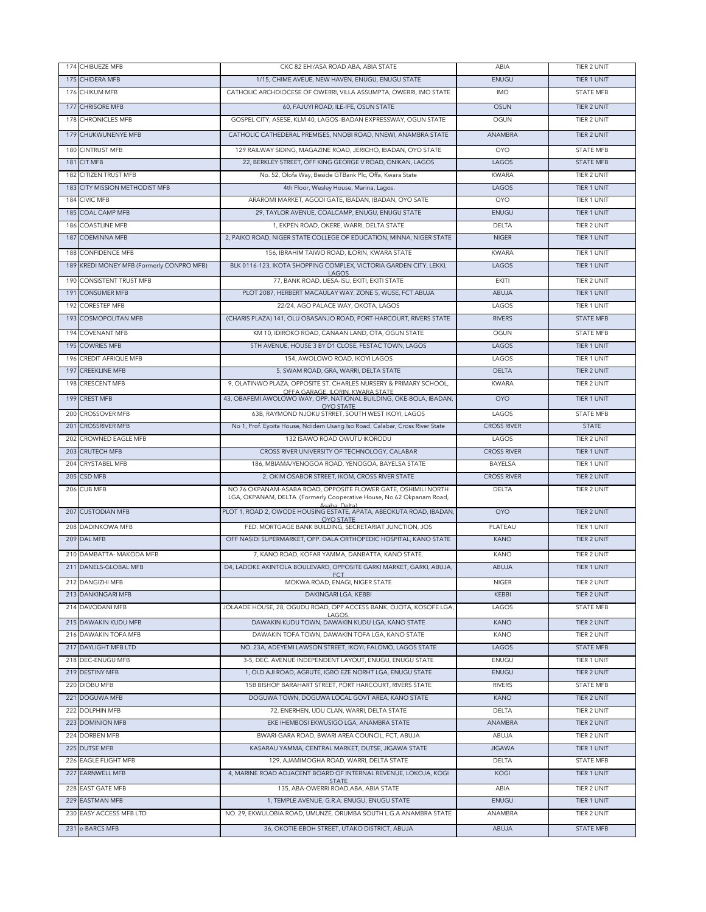| | | | | |
|---|---|---|---|---|
| 174 | CHIBUEZE MFB | CKC 82 EHI/ASA ROAD ABA, ABIA STATE | ABIA | TIER 2 UNIT |
| 175 | CHIDERA MFB | 1/15, CHIME AVEUE, NEW HAVEN, ENUGU, ENUGU STATE | ENUGU | TIER 1 UNIT |
| 176 | CHIKUM MFB | CATHOLIC ARCHDIOCESE OF OWERRI, VILLA ASSUMPTA, OWERRI, IMO STATE | IMO | STATE MFB |
| 177 | CHRISORE MFB | 60, FAJUYI ROAD, ILE-IFE, OSUN STATE | OSUN | TIER 2 UNIT |
| 178 | CHRONICLES MFB | GOSPEL CITY, ASESE, KLM 40, LAGOS-IBADAN EXPRESSWAY, OGUN STATE | OGUN | TIER 2 UNIT |
| 179 | CHUKWUNENYE MFB | CATHOLIC CATHEDERAL PREMISES, NNOBI ROAD, NNEWI, ANAMBRA STATE | ANAMBRA | TIER 2 UNIT |
| 180 | CINTRUST MFB | 129 RAILWAY SIDING, MAGAZINE ROAD, JERICHO, IBADAN, OYO STATE | OYO | STATE MFB |
| 181 | CIT MFB | 22, BERKLEY STREET, OFF KING GEORGE V ROAD, ONIKAN, LAGOS | LAGOS | STATE MFB |
| 182 | CITIZEN TRUST MFB | No. 52, Olofa Way, Beside GTBank Plc, Offa, Kwara State | KWARA | TIER 2 UNIT |
| 183 | CITY MISSION METHODIST MFB | 4th Floor, Wesley House, Marina, Lagos. | LAGOS | TIER 1 UNIT |
| 184 | CIVIC MFB | ARAROMI MARKET, AGODI GATE, IBADAN, IBADAN, OYO SATE | OYO | TIER 1 UNIT |
| 185 | COAL CAMP MFB | 29, TAYLOR AVENUE, COALCAMP, ENUGU, ENUGU STATE | ENUGU | TIER 1 UNIT |
| 186 | COASTLINE MFB | 1, EKPEN ROAD, OKERE, WARRI, DELTA STATE | DELTA | TIER 2 UNIT |
| 187 | COEMINNA MFB | 2, PAIKO ROAD, NIGER STATE COLLEGE OF EDUCATION, MINNA, NIGER STATE | NIGER | TIER 1 UNIT |
| 188 | CONFIDENCE MFB | 156, IBRAHIM TAIWO ROAD, ILORIN, KWARA STATE | KWARA | TIER 1 UNIT |
| 189 | KREDI MONEY MFB (Formerly CONPRO MFB) | BLK 0116-123, IKOTA SHOPPING COMPLEX, VICTORIA GARDEN CITY, LEKKI, LAGOS | LAGOS | TIER 1 UNIT |
| 190 | CONSISTENT TRUST MFB | 77, BANK ROAD, IJESA-ISU, EKITI, EKITI STATE | EKITI | TIER 2 UNIT |
| 191 | CONSUMER MFB | PLOT 2087, HERBERT MACAULAY WAY, ZONE 5, WUSE, FCT ABUJA | ABUJA | TIER 1 UNIT |
| 192 | CORESTEP MFB | 22/24, AGO PALACE WAY, OKOTA, LAGOS | LAGOS | TIER 1 UNIT |
| 193 | COSMOPOLITAN MFB | (CHARIS PLAZA) 141, OLU OBASANJO ROAD, PORT-HARCOURT, RIVERS STATE | RIVERS | STATE MFB |
| 194 | COVENANT MFB | KM 10, IDIROKO ROAD, CANAAN LAND, OTA, OGUN STATE | OGUN | STATE MFB |
| 195 | COWRIES MFB | 5TH AVENUE, HOUSE 3 BY D1 CLOSE, FESTAC TOWN, LAGOS | LAGOS | TIER 1 UNIT |
| 196 | CREDIT AFRIQUE MFB | 154, AWOLOWO ROAD, IKOYI LAGOS | LAGOS | TIER 1 UNIT |
| 197 | CREEKLINE MFB | 5, SWAM ROAD, GRA, WARRI, DELTA STATE | DELTA | TIER 2 UNIT |
| 198 | CRESCENT MFB | 9, OLATINWO PLAZA, OPPOSITE ST. CHARLES NURSERY & PRIMARY SCHOOL, OFFA GARAGE, ILORIN, KWARA STATE | KWARA | TIER 2 UNIT |
| 199 | CREST MFB | 43, OBAFEMI AWOLOWO WAY, OPP. NATIONAL BUILDING, OKE-BOLA, IBADAN, OYO STATE | OYO | TIER 1 UNIT |
| 200 | CROSSOVER MFB | 63B, RAYMOND NJOKU STRRET, SOUTH WEST IKOYI, LAGOS | LAGOS | STATE MFB |
| 201 | CROSSRIVER MFB | No 1, Prof. Eyoita House, Ndidem Usang Iso Road, Calabar, Cross River State | CROSS RIVER | STATE |
| 202 | CROWNED EAGLE MFB | 132 ISAWO ROAD OWUTU IKORODU | LAGOS | TIER 2 UNIT |
| 203 | CRUTECH MFB | CROSS RIVER UNIVERSITY OF TECHNOLOGY, CALABAR | CROSS RIVER | TIER 1 UNIT |
| 204 | CRYSTABEL MFB | 186, MBIAMA/YENOGOA ROAD, YENOGOA, BAYELSA STATE | BAYELSA | TIER 1 UNIT |
| 205 | CSD MFB | 2, OKIM OSABOR STREET, IKOM, CROSS RIVER STATE | CROSS RIVER | TIER 2 UNIT |
| 206 | CUB MFB | NO 76 OKPANAM-ASABA ROAD, OPPOSITE FLOWER GATE, OSHIMILI NORTH LGA, OKPANAM, DELTA (Formerly Cooperative House, No 62 Okpanam Road, Asaba, Delta) | DELTA | TIER 2 UNIT |
| 207 | CUSTODIAN MFB | PLOT 1, ROAD 2, OWODE HOUSING ESTATE, APATA, ABEOKUTA ROAD, IBADAN, OYO STATE | OYO | TIER 2 UNIT |
| 208 | DADINKOWA MFB | FED. MORTGAGE BANK BUILDING, SECRETARIAT JUNCTION, JOS | PLATEAU | TIER 1 UNIT |
| 209 | DAL MFB | OFF NASIDI SUPERMARKET, OPP. DALA ORTHOPEDIC HOSPITAL, KANO STATE | KANO | TIER 2 UNIT |
| 210 | DAMBATTA- MAKODA MFB | 7, KANO ROAD, KOFAR YAMMA, DANBATTA, KANO STATE. | KANO | TIER 2 UNIT |
| 211 | DANELS-GLOBAL MFB | D4, LADOKE AKINTOLA BOULEVARD, OPPOSITE GARKI MARKET, GARKI, ABUJA, FCT | ABUJA | TIER 1 UNIT |
| 212 | DANGIZHI MFB | MOKWA ROAD, ENAGI, NIGER STATE | NIGER | TIER 2 UNIT |
| 213 | DANKINGARI MFB | DAKINGARI LGA. KEBBI | KEBBI | TIER 2 UNIT |
| 214 | DAVODANI MFB | JOLAADE HOUSE, 28, OGUDU ROAD, OPP ACCESS BANK, OJOTA, KOSOFE LGA, LAGOS. | LAGOS | STATE MFB |
| 215 | DAWAKIN KUDU MFB | DAWAKIN KUDU TOWN, DAWAKIN KUDU LGA, KANO STATE | KANO | TIER 2 UNIT |
| 216 | DAWAKIN TOFA MFB | DAWAKIN TOFA TOWN, DAWAKIN TOFA LGA, KANO STATE | KANO | TIER 2 UNIT |
| 217 | DAYLIGHT MFB LTD | NO. 23A, ADEYEMI LAWSON STREET, IKOYI, FALOMO, LAGOS STATE | LAGOS | STATE MFB |
| 218 | DEC-ENUGU MFB | 3-5, DEC. AVENUE INDEPENDENT LAYOUT, ENUGU, ENUGU STATE | ENUGU | TIER 1 UNIT |
| 219 | DESTINY MFB | 1, OLD AJI ROAD, AGRUTE, IGBO EZE NORHT LGA, ENUGU STATE | ENUGU | TIER 2 UNIT |
| 220 | DIOBU MFB | 15B BISHOP BARAHART STREET, PORT HARCOURT, RIVERS STATE | RIVERS | STATE MFB |
| 221 | DOGUWA MFB | DOGUWA TOWN, DOGUWA LOCAL GOVT AREA, KANO STATE | KANO | TIER 2 UNIT |
| 222 | DOLPHIN MFB | 72, ENERHEN, UDU CLAN, WARRI, DELTA STATE | DELTA | TIER 2 UNIT |
| 223 | DOMINION MFB | EKE IHEMBOSI EKWUSIGO LGA, ANAMBRA STATE | ANAMBRA | TIER 2 UNIT |
| 224 | DORBEN MFB | BWARI-GARA ROAD, BWARI AREA COUNCIL, FCT, ABUJA | ABUJA | TIER 2 UNIT |
| 225 | DUTSE MFB | KASARAU YAMMA, CENTRAL MARKET, DUTSE, JIGAWA STATE | JIGAWA | TIER 1 UNIT |
| 226 | EAGLE FLIGHT MFB | 129, AJAMIMOGHA ROAD, WARRI, DELTA STATE | DELTA | STATE MFB |
| 227 | EARNWELL MFB | 4, MARINE ROAD ADJACENT BOARD OF INTERNAL REVENUE, LOKOJA, KOGI STATE | KOGI | TIER 1 UNIT |
| 228 | EAST GATE MFB | 135, ABA-OWERRI ROAD,ABA, ABIA STATE | ABIA | TIER 2 UNIT |
| 229 | EASTMAN MFB | 1, TEMPLE AVENUE, G.R.A. ENUGU, ENUGU STATE | ENUGU | TIER 1 UNIT |
| 230 | EASY ACCESS MFB LTD | NO. 29, EKWULOBIA ROAD, UMUNZE, ORUMBA SOUTH L.G.A ANAMBRA STATE | ANAMBRA | TIER 2 UNIT |
| 231 | e-BARCS MFB | 36, OKOTIE-EBOH STREET, UTAKO DISTRICT, ABUJA | ABUJA | STATE MFB |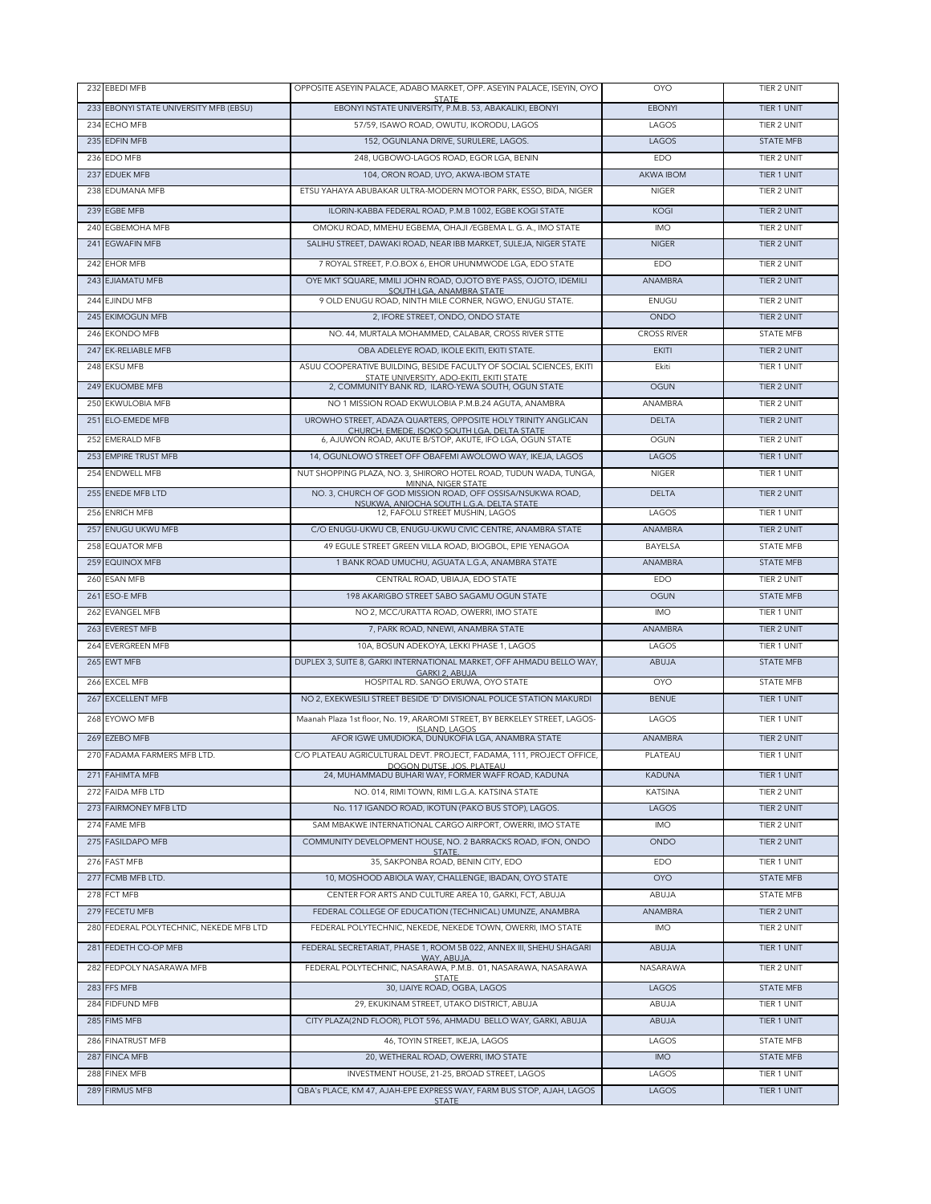| | | | | |
|---|---|---|---|---|
| 232 | EBEDI MFB | OPPOSITE ASEYIN PALACE, ADABO MARKET, OPP. ASEYIN PALACE, ISEYIN, OYO STATE | OYO | TIER 2 UNIT |
| 233 | EBONYI STATE UNIVERSITY MFB (EBSU) | EBONYI NSTATE UNIVERSITY, P.M.B. 53, ABAKALIKI, EBONYI | EBONYI | TIER 1 UNIT |
| 234 | ECHO MFB | 57/59, ISAWO ROAD, OWUTU, IKORODU, LAGOS | LAGOS | TIER 2 UNIT |
| 235 | EDFIN MFB | 152, OGUNLANA DRIVE, SURULERE, LAGOS. | LAGOS | STATE MFB |
| 236 | EDO MFB | 248, UGBOWO-LAGOS ROAD, EGOR LGA, BENIN | EDO | TIER 2 UNIT |
| 237 | EDUEK MFB | 104, ORON ROAD, UYO, AKWA-IBOM STATE | AKWA IBOM | TIER 1 UNIT |
| 238 | EDUMANA MFB | ETSU YAHAYA ABUBAKAR ULTRA-MODERN MOTOR PARK, ESSO, BIDA, NIGER | NIGER | TIER 2 UNIT |
| 239 | EGBE MFB | ILORIN-KABBA FEDERAL ROAD, P.M.B 1002, EGBE KOGI STATE | KOGI | TIER 2 UNIT |
| 240 | EGBEMOHA MFB | OMOKU ROAD, MMEHU EGBEMA, OHAJI /EGBEMA L. G. A., IMO STATE | IMO | TIER 2 UNIT |
| 241 | EGWAFIN MFB | SALIHU STREET, DAWAKI ROAD, NEAR IBB MARKET, SULEJA, NIGER STATE | NIGER | TIER 2 UNIT |
| 242 | EHOR MFB | 7 ROYAL STREET, P.O.BOX 6, EHOR UHUNMWODE LGA, EDO STATE | EDO | TIER 2 UNIT |
| 243 | EJIAMATU MFB | OYE MKT SQUARE, MMILI JOHN ROAD, OJOTO BYE PASS, OJOTO, IDEMILI SOUTH LGA, ANAMBRA STATE | ANAMBRA | TIER 2 UNIT |
| 244 | EJINDU MFB | 9 OLD ENUGU ROAD, NINTH MILE CORNER, NGWO, ENUGU STATE. | ENUGU | TIER 2 UNIT |
| 245 | EKIMOGUN MFB | 2, IFORE STREET, ONDO, ONDO STATE | ONDO | TIER 2 UNIT |
| 246 | EKONDO MFB | NO. 44, MURTALA MOHAMMED, CALABAR, CROSS RIVER STTE | CROSS RIVER | STATE MFB |
| 247 | EK-RELIABLE MFB | OBA ADELEYE ROAD, IKOLE EKITI, EKITI STATE. | EKITI | TIER 2 UNIT |
| 248 | EKSU MFB | ASUU COOPERATIVE BUILDING, BESIDE FACULTY OF SOCIAL SCIENCES, EKITI STATE UNIVERSITY, ADO-EKITI, EKITI STATE | Ekiti | TIER 1 UNIT |
| 249 | EKUOMBE MFB | 2, COMMUNITY BANK RD, ILARO-YEWA SOUTH, OGUN STATE | OGUN | TIER 2 UNIT |
| 250 | EKWULOBIA MFB | NO 1 MISSION ROAD EKWULOBIA P.M.B.24 AGUTA, ANAMBRA | ANAMBRA | TIER 2 UNIT |
| 251 | ELO-EMEDE MFB | UROWHO STREET, ADAZA QUARTERS, OPPOSITE HOLY TRINITY ANGLICAN CHURCH, EMEDE, ISOKO SOUTH LGA, DELTA STATE | DELTA | TIER 2 UNIT |
| 252 | EMERALD MFB | 6, AJUWON ROAD, AKUTE B/STOP, AKUTE, IFO LGA, OGUN STATE | OGUN | TIER 2 UNIT |
| 253 | EMPIRE TRUST MFB | 14, OGUNLOWO STREET OFF OBAFEMI AWOLOWO WAY, IKEJA, LAGOS | LAGOS | TIER 1 UNIT |
| 254 | ENDWELL MFB | NUT SHOPPING PLAZA, NO. 3, SHIRORO HOTEL ROAD, TUDUN WADA, TUNGA, MINNA, NIGER STATE | NIGER | TIER 1 UNIT |
| 255 | ENEDE MFB LTD | NO. 3, CHURCH OF GOD MISSION ROAD, OFF OSSISA/NSUKWA ROAD, NSUKWA, ANIOCHA SOUTH L.G.A. DELTA STATE | DELTA | TIER 2 UNIT |
| 256 | ENRICH MFB | 12, FAFOLU STREET MUSHIN, LAGOS | LAGOS | TIER 1 UNIT |
| 257 | ENUGU UKWU MFB | C/O ENUGU-UKWU CB, ENUGU-UKWU CIVIC CENTRE, ANAMBRA STATE | ANAMBRA | TIER 2 UNIT |
| 258 | EQUATOR MFB | 49 EGULE STREET GREEN VILLA ROAD, BIOGBOL, EPIE YENAGOA | BAYELSA | STATE MFB |
| 259 | EQUINOX MFB | 1 BANK ROAD UMUCHU, AGUATA L.G.A, ANAMBRA STATE | ANAMBRA | STATE MFB |
| 260 | ESAN MFB | CENTRAL ROAD, UBIAJA, EDO STATE | EDO | TIER 2 UNIT |
| 261 | ESO-E MFB | 198 AKARIGBO STREET SABO SAGAMU OGUN STATE | OGUN | STATE MFB |
| 262 | EVANGEL MFB | NO 2, MCC/URATTA ROAD, OWERRI, IMO STATE | IMO | TIER 1 UNIT |
| 263 | EVEREST MFB | 7, PARK ROAD, NNEWI, ANAMBRA STATE | ANAMBRA | TIER 2 UNIT |
| 264 | EVERGREEN MFB | 10A, BOSUN ADEKOYA, LEKKI PHASE 1, LAGOS | LAGOS | TIER 1 UNIT |
| 265 | EWT MFB | DUPLEX 3, SUITE 8, GARKI INTERNATIONAL MARKET, OFF AHMADU BELLO WAY, GARKI 2, ABUJA | ABUJA | STATE MFB |
| 266 | EXCEL MFB | HOSPITAL RD. SANGO ERUWA, OYO STATE | OYO | STATE MFB |
| 267 | EXCELLENT MFB | NO 2, EXEKWESILI STREET BESIDE 'D' DIVISIONAL POLICE STATION MAKURDI | BENUE | TIER 1 UNIT |
| 268 | EYOWO MFB | Maanah Plaza 1st floor, No. 19, ARAROMI STREET, BY BERKELEY STREET, LAGOS-ISLAND, LAGOS | LAGOS | TIER 1 UNIT |
| 269 | EZEBO MFB | AFOR IGWE UMUDIOKA, DUNUKOFIA LGA, ANAMBRA STATE | ANAMBRA | TIER 2 UNIT |
| 270 | FADAMA FARMERS MFB LTD. | C/O PLATEAU AGRICULTURAL DEVT. PROJECT, FADAMA, 111, PROJECT OFFICE, DOGON DUTSE, JOS, PLATEAU | PLATEAU | TIER 1 UNIT |
| 271 | FAHIMTA MFB | 24, MUHAMMADU BUHARI WAY, FORMER WAFF ROAD, KADUNA | KADUNA | TIER 1 UNIT |
| 272 | FAIDA MFB LTD | NO. 014, RIMI TOWN, RIMI L.G.A. KATSINA STATE | KATSINA | TIER 2 UNIT |
| 273 | FAIRMONEY MFB LTD | No. 117 IGANDO ROAD, IKOTUN (PAKO BUS STOP), LAGOS. | LAGOS | TIER 2 UNIT |
| 274 | FAME MFB | SAM MBAKWE INTERNATIONAL CARGO AIRPORT, OWERRI, IMO STATE | IMO | TIER 2 UNIT |
| 275 | FASILDAPO MFB | COMMUNITY DEVELOPMENT HOUSE, NO. 2 BARRACKS ROAD, IFON, ONDO STATE. | ONDO | TIER 2 UNIT |
| 276 | FAST MFB | 35, SAKPONBA ROAD, BENIN CITY, EDO | EDO | TIER 1 UNIT |
| 277 | FCMB MFB LTD. | 10, MOSHOOD ABIOLA WAY, CHALLENGE, IBADAN, OYO STATE | OYO | STATE MFB |
| 278 | FCT MFB | CENTER FOR ARTS AND CULTURE AREA 10, GARKI, FCT, ABUJA | ABUJA | STATE MFB |
| 279 | FECETU MFB | FEDERAL COLLEGE OF EDUCATION (TECHNICAL) UMUNZE, ANAMBRA | ANAMBRA | TIER 2 UNIT |
| 280 | FEDERAL POLYTECHNIC, NEKEDE MFB LTD | FEDERAL POLYTECHNIC, NEKEDE, NEKEDE TOWN, OWERRI, IMO STATE | IMO | TIER 2 UNIT |
| 281 | FEDETH CO-OP MFB | FEDERAL SECRETARIAT, PHASE 1, ROOM 5B 022, ANNEX III, SHEHU SHAGARI WAY, ABUJA. | ABUJA | TIER 1 UNIT |
| 282 | FEDPOLY NASARAWA MFB | FEDERAL POLYTECHNIC, NASARAWA, P.M.B. 01, NASARAWA, NASARAWA STATE | NASARAWA | TIER 2 UNIT |
| 283 | FFS MFB | 30, IJAIYE ROAD, OGBA, LAGOS | LAGOS | STATE MFB |
| 284 | FIDFUND MFB | 29, EKUKINAM STREET, UTAKO DISTRICT, ABUJA | ABUJA | TIER 1 UNIT |
| 285 | FIMS MFB | CITY PLAZA(2ND FLOOR), PLOT 596, AHMADU BELLO WAY, GARKI, ABUJA | ABUJA | TIER 1 UNIT |
| 286 | FINATRUST MFB | 46, TOYIN STREET, IKEJA, LAGOS | LAGOS | STATE MFB |
| 287 | FINCA MFB | 20, WETHERAL ROAD, OWERRI, IMO STATE | IMO | STATE MFB |
| 288 | FINEX MFB | INVESTMENT HOUSE, 21-25, BROAD STREET, LAGOS | LAGOS | TIER 1 UNIT |
| 289 | FIRMUS MFB | QBA's PLACE, KM 47, AJAH-EPE EXPRESS WAY, FARM BUS STOP, AJAH, LAGOS STATE | LAGOS | TIER 1 UNIT |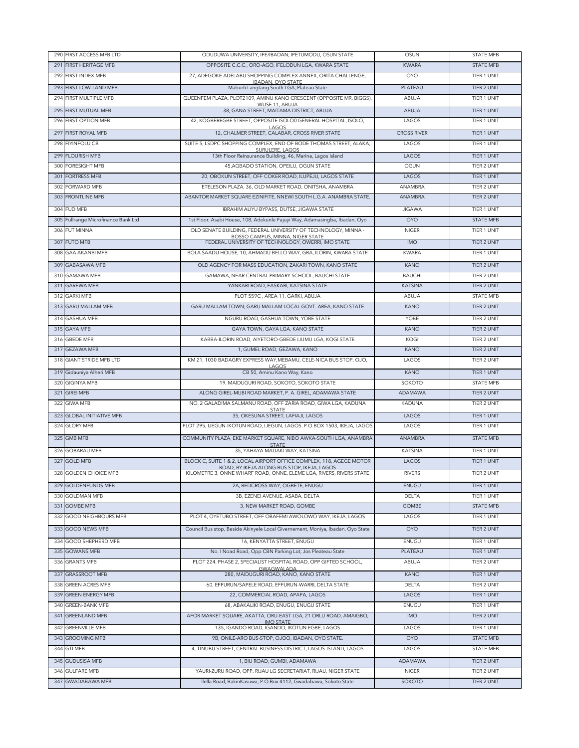| | | | | |
|---|---|---|---|---|
| 290 | FIRST ACCESS MFB LTD | ODUDUWA UNIVERSITY, IFE/IBADAN, IPETUMODU, OSUN STATE | OSUN | STATE MFB |
| 291 | FIRST HERITAGE MFB | OPPOSITE C.C.C., ORO-AGO, IFELODUN LGA, KWARA STATE | KWARA | STATE MFB |
| 292 | FIRST INDEX MFB | 27, ADEGOKE ADELABU SHOPPING COMPLEX ANNEX, ORITA CHALLENGE, IBADAN, OYO STATE | OYO | TIER 1 UNIT |
| 293 | FIRST LOW-LAND MFB | Mabudi Langtang South LGA, Plateau State | PLATEAU | TIER 2 UNIT |
| 294 | FIRST MULTIPLE MFB | QUEENFEM PLAZA, PLOT2109, AMINU KANO CRESCENT (OPPOSITE MR. BIGGS), WUSE 11, ABUJA | ABUJA | TIER 1 UNIT |
| 295 | FIRST MUTUAL MFB | 38, GANA STREET, MAITAMA DISTRICT, ABUJA | ABUJA | TIER 1 UNIT |
| 296 | FIRST OPTION MFB | 42, KOGBEREGBE STREET, OPPOSITE ISOLO0 GENERAL HOSPITAL, ISOLO, LAGOS | LAGOS | TIER 1 UNIT |
| 297 | FIRST ROYAL MFB | 12, CHALMER STREET, CALABAR, CROSS RIVER STATE | CROSS RIVER | TIER 1 UNIT |
| 298 | FIYINFOLU CB | SUITE 5, LSDPC SHOPPING COMPLEX, END OF BODE THOMAS STREET, ALAKA, SURULERE, LAGOS | LAGOS | TIER 1 UNIT |
| 299 | FLOURISH MFB | 13th Floor Reinsurance Building, 46, Marina, Lagos Island | LAGOS | TIER 1 UNIT |
| 300 | FORESIGHT MFB | 45,AGBADO STATION, OPEILU, OGUN STATE | OGUN | TIER 2 UNIT |
| 301 | FORTRESS MFB | 20, OBOKUN STREET, OFF COKER ROAD, ILUPEJU, LAGOS STATE | LAGOS | TIER 1 UNIT |
| 302 | FORWARD MFB | ETELESON PLAZA, 36, OLD MARKET ROAD, ONITSHA, ANAMBRA | ANAMBRA | TIER 2 UNIT |
| 303 | FRONTLINE MFB | ABANTOR MARKET SQUARE EZINIFITE, NNEWI SOUTH L.G.A. ANAMBRA STATE. | ANAMBRA | TIER 2 UNIT |
| 304 | FUD MFB | IBRAHIM ALIYU BYPASS, DUTSE, JIGAWA STATE | JIGAWA | TIER 1 UNIT |
| 305 | Fullrange Microfinance Bank Ltd | 1st Floor, Asabi House, 108, Adekunle Fajuyi Way, Adamasingba, Ibadan, Oyo | OYO | STATE MFB |
| 306 | FUT MINNA | OLD SENATE BUILDING, FEDERAL UNIVERSITY OF TECHNOLOGY, MINNA - BOSSO CAMPUS, MINNA, NIGER STATE | NIGER | TIER 1 UNIT |
| 307 | FUTO MFB | FEDERAL UNIVERSITY OF TECHNOLOGY, OWERRI, IMO STATE | IMO | TIER 2 UNIT |
| 308 | GAA AKANBI MFB | BOLA SAADU HOUSE, 10, AHMADU BELLO WAY, GRA, ILORIN, KWARA STATE | KWARA | TIER 1 UNIT |
| 309 | GABASAWA MFB | OLD AGENCY FOR MASS EDUCATION, ZAKARI TOWN, KANO STATE | KANO | TIER 2 UNIT |
| 310 | GAMAWA MFB | GAMAWA, NEAR CENTRAL PRIMARY SCHOOL, BAUCHI STATE | BAUCHI | TIER 2 UNIT |
| 311 | GAREWA MFB | YANKARI ROAD, FASKARI, KATSINA STATE | KATSINA | TIER 2 UNIT |
| 312 | GARKI MFB | PLOT 559C , AREA 11, GARKI, ABUJA | ABUJA | STATE MFB |
| 313 | GARU MALLAM MFB | GARU MALLAM TOWN, GARU MALLAM LOCAL GOVT. AREA, KANO STATE | KANO | TIER 2 UNIT |
| 314 | GASHUA MFB | NGURU ROAD, GASHUA TOWN, YOBE STATE | YOBE | TIER 2 UNIT |
| 315 | GAYA MFB | GAYA TOWN, GAYA LGA, KANO STATE | KANO | TIER 2 UNIT |
| 316 | GBEDE MFB | KABBA-ILORIN ROAD, AIYETORO-GBEDE IJUMU LGA, KOGI STATE | KOGI | TIER 2 UNIT |
| 317 | GEZAWA MFB | 1, GUMEL ROAD, GEZAWA, KANO | KANO | TIER 2 UNIT |
| 318 | GIANT STRIDE MFB LTD | KM 21, 1030 BADAGRY EXPRESS WAY,MEBAMU, CELE-NICA BUS STOP, OJO, LAGOS | LAGOS | TIER 2 UNIT |
| 319 | Gidauniya Alheri MFB | CB 50, Aminu Kano Way, Kano | KANO | TIER 1 UNIT |
| 320 | GIGINYA MFB | 19, MAIDUGURI ROAD, SOKOTO, SOKOTO STATE | SOKOTO | STATE MFB |
| 321 | GIREI MFB | ALONG GIREL-MUBI ROAD MARKET, P. A. GIREL, ADAMAWA STATE | ADAMAWA | TIER 2 UNIT |
| 322 | GIWA MFB | NO. 2 GALADIMA SALMANU ROAD, OFF ZARIA ROAD, GIWA LGA, KADUNA STATE | KADUNA | TIER 2 UNIT |
| 323 | GLOBAL INITIATIVE MFB | 35, OKESUNA STREET, LAFIAJI, LAGOS | LAGOS | TIER 1 UNIT |
| 324 | GLORY MFB | PLOT 295, IJEGUN-IKOTUN ROAD, IJEGUN, LAGOS. P.O.BOX 1503, IKEJA, LAGOS | LAGOS | TIER 1 UNIT |
| 325 | GMB MFB | COMMUNITY PLAZA, EKE MARKET SQUARE, NIBO AWKA-SOUTH LGA, ANAMBRA STATE | ANAMBRA | STATE MFB |
| 326 | GOBARAU MFB | 35, YAHAYA MADAKI WAY, KATSINA | KATSINA | TIER 1 UNIT |
| 327 | GOLD MFB | BLOCK C, SUITE 1 & 2, LOCAL AIRPORT OFFICE COMPLEX, 118, AGEGE MOTOR ROAD, BY IKEJA ALONG BUS STOP, IKEJA, LAGOS | LAGOS | TIER 1 UNIT |
| 328 | GOLDEN CHOICE MFB | KILOMETRE 3, ONNE WHARF ROAD, ONNE, ELEME LGA, RIVERS, RIVERS STATE | RIVERS | TIER 2 UNIT |
| 329 | GOLDENFUNDS MFB | 2A, REDCROSS WAY, OGBETE, ENUGU | ENUGU | TIER 1 UNIT |
| 330 | GOLDMAN MFB | 3B, EZENEI AVENUE, ASABA, DELTA | DELTA | TIER 1 UNIT |
| 331 | GOMBE MFB | 3, NEW MARKET ROAD, GOMBE | GOMBE | STATE MFB |
| 332 | GOOD NEIGHBOURS MFB | PLOT 4, OYETUBO STREET, OFF OBAFEMI AWOLOWO WAY, IKEJA, LAGOS | LAGOS | TIER 1 UNIT |
| 333 | GOOD NEWS MFB | Council Bus stop, Beside Akinyele Local Givernement, Moniya, Ibadan, Oyo State | OYO | TIER 2 UNIT |
| 334 | GOOD SHEPHERD MFB | 16, KENYATTA STREET, ENUGU | ENUGU | TIER 1 UNIT |
| 335 | GOWANS MFB | No. I Noad Road, Opp CBN Parking Lot, Jos Pleateau State | PLATEAU | TIER 1 UNIT |
| 336 | GRANTS MFB | PLOT 224, PHASE 2, SPECIALIST HOSPITAL ROAD, OPP GIFTED SCHOOL, GWAGWALADA | ABUJA | TIER 2 UNIT |
| 337 | GRASSROOT MFB | 280, MAIDUGURI ROAD, KANO, KANO STATE | KANO | TIER 1 UNIT |
| 338 | GREEN ACRES MFB | 60, EFFURUN/SAPELE ROAD, EFFURUN-WARRI, DELTA STATE | DELTA | TIER 2 UNIT |
| 339 | GREEN ENERGY MFB | 22, COMMERCIAL ROAD, APAPA, LAGOS | LAGOS | TIER 1 UNIT |
| 340 | GREEN-BANK MFB | 68, ABAKALIKI ROAD, ENUGU, ENUGU STATE | ENUGU | TIER 1 UNIT |
| 341 | GREENLAND MFB | AFOR MARKET SQUARE, AKATTA, ORU-EAST LGA, 21 ORLU ROAD, AMAIGBO, IMO STATE | IMO | TIER 2 UNIT |
| 342 | GREENVILLE MFB | 135, IGANDO ROAD, IGANDO, IKOTUN EGBE, LAGOS | LAGOS | TIER 1 UNIT |
| 343 | GROOMING MFB | 9B, ONILE-ARO BUS-STOP, OJOO, IBADAN, OYO STATE. | OYO | STATE MFB |
| 344 | GTI MFB | 4, TINUBU STREET, CENTRAL BUSINESS DISTRICT, LAGOS-ISLAND, LAGOS | LAGOS | STATE MFB |
| 345 | GUDUSISA MFB | 1, BIU ROAD, GUMBI, ADAMAWA | ADAMAWA | TIER 2 UNIT |
| 346 | GULFARE MFB | YAURI-ZURU ROAD, OPP. RIJAU LG SECRETARIAT, RIJAU, NIGER STATE | NIGER | TIER 2 UNIT |
| 347 | GWADABAWA MFB | Ilella Road, BakinKasuwa, P.O.Box 4112, Gwadabawa, Sokoto State | SOKOTO | TIER 2 UNIT |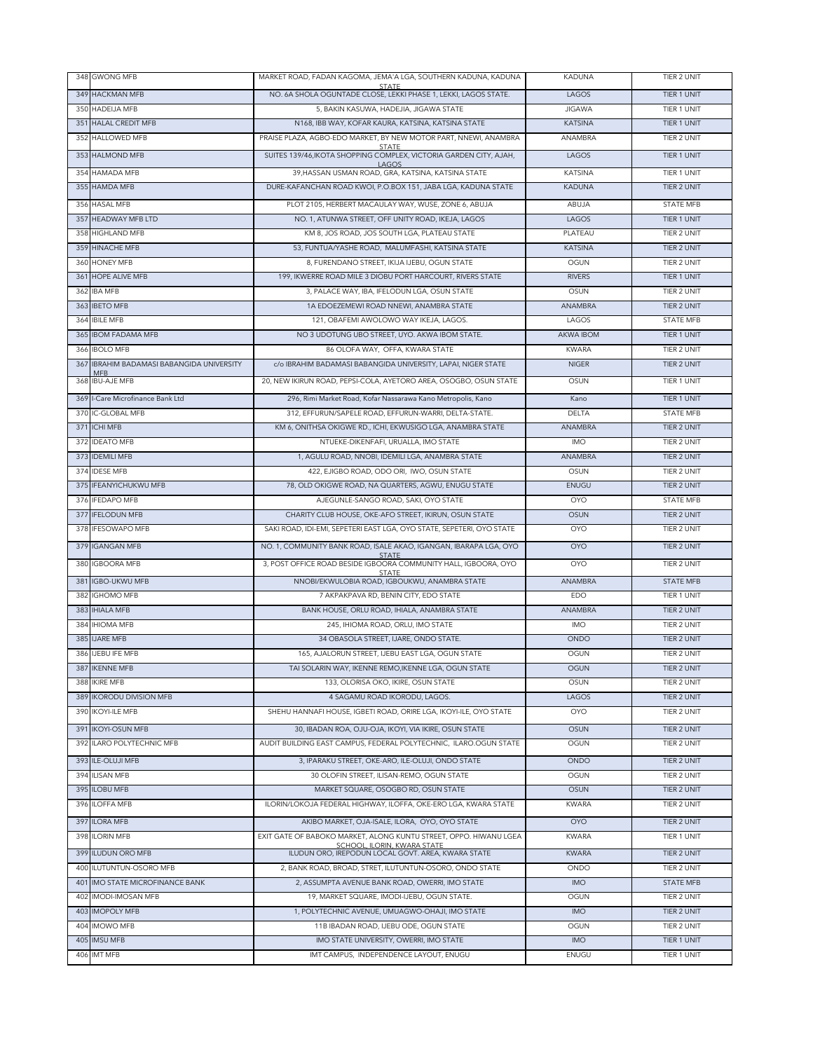| | | | | |
|---|---|---|---|---|
| 348 | GWONG MFB | MARKET ROAD, FADAN KAGOMA, JEMA'A LGA, SOUTHERN KADUNA, KADUNA STATE | KADUNA | TIER 2 UNIT |
| 349 | HACKMAN MFB | NO. 6A SHOLA OGUNTADE CLOSE, LEKKI PHASE 1, LEKKI, LAGOS STATE. | LAGOS | TIER 1 UNIT |
| 350 | HADEIJA MFB | 5, BAKIN KASUWA, HADEJIA, JIGAWA STATE | JIGAWA | TIER 1 UNIT |
| 351 | HALAL CREDIT MFB | N168, IBB WAY, KOFAR KAURA, KATSINA, KATSINA STATE | KATSINA | TIER 1 UNIT |
| 352 | HALLOWED MFB | PRAISE PLAZA, AGBO-EDO MARKET, BY NEW MOTOR PART, NNEWI, ANAMBRA STATE | ANAMBRA | TIER 2 UNIT |
| 353 | HALMOND MFB | SUITES 139/46,IKOTA SHOPPING COMPLEX, VICTORIA GARDEN CITY, AJAH, LAGOS | LAGOS | TIER 1 UNIT |
| 354 | HAMADA MFB | 39,HASSAN USMAN ROAD, GRA, KATSINA, KATSINA STATE | KATSINA | TIER 1 UNIT |
| 355 | HAMDA MFB | DURE-KAFANCHAN ROAD KWOI, P.O.BOX 151, JABA LGA, KADUNA STATE | KADUNA | TIER 2 UNIT |
| 356 | HASAL MFB | PLOT 2105, HERBERT MACAULAY WAY, WUSE, ZONE 6, ABUJA | ABUJA | STATE MFB |
| 357 | HEADWAY MFB LTD | NO. 1, ATUNWA STREET, OFF UNITY ROAD, IKEJA, LAGOS | LAGOS | TIER 1 UNIT |
| 358 | HIGHLAND MFB | KM 8, JOS ROAD, JOS SOUTH LGA, PLATEAU STATE | PLATEAU | TIER 2 UNIT |
| 359 | HINACHE MFB | 53, FUNTUA/YASHE ROAD, MALUMFASHI, KATSINA STATE | KATSINA | TIER 2 UNIT |
| 360 | HONEY MFB | 8, FURENDANO STREET, IKIJA IJEBU, OGUN STATE | OGUN | TIER 2 UNIT |
| 361 | HOPE ALIVE MFB | 199, IKWERRE ROAD MILE 3 DIOBU PORT HARCOURT, RIVERS STATE | RIVERS | TIER 1 UNIT |
| 362 | IBA MFB | 3, PALACE WAY, IBA, IFELODUN LGA, OSUN STATE | OSUN | TIER 2 UNIT |
| 363 | IBETO MFB | 1A EDOEZEMEWI ROAD NNEWI, ANAMBRA STATE | ANAMBRA | TIER 2 UNIT |
| 364 | IBILE MFB | 121, OBAFEMI AWOLOWO WAY IKEJA, LAGOS. | LAGOS | STATE MFB |
| 365 | IBOM FADAMA MFB | NO 3 UDOTUNG UBO STREET, UYO. AKWA IBOM STATE. | AKWA IBOM | TIER 1 UNIT |
| 366 | IBOLO MFB | 86 OLOFA WAY, OFFA, KWARA STATE | KWARA | TIER 2 UNIT |
| 367 | IBRAHIM BADAMASI BABANGIDA UNIVERSITY MFB | c/o IBRAHIM BADAMASI BABANGIDA UNIVERSITY, LAPAI, NIGER STATE | NIGER | TIER 2 UNIT |
| 368 | IBU-AJE MFB | 20, NEW IKIRUN ROAD, PEPSI-COLA, AYETORO AREA, OSOGBO, OSUN STATE | OSUN | TIER 1 UNIT |
| 369 | I-Care Microfinance Bank Ltd | 296, Rimi Market Road, Kofar Nassarawa Kano Metropolis, Kano | Kano | TIER 1 UNIT |
| 370 | IC-GLOBAL MFB | 312, EFFURUN/SAPELE ROAD, EFFURUN-WARRI, DELTA-STATE. | DELTA | STATE MFB |
| 371 | ICHI MFB | KM 6, ONITHSA OKIGWE RD., ICHI, EKWUSIGO LGA, ANAMBRA STATE | ANAMBRA | TIER 2 UNIT |
| 372 | IDEATO MFB | NTUEKE-DIKENFAFI, URUALLA, IMO STATE | IMO | TIER 2 UNIT |
| 373 | IDEMILI MFB | 1, AGULU ROAD, NNOBI, IDEMILI LGA, ANAMBRA STATE | ANAMBRA | TIER 2 UNIT |
| 374 | IDESE MFB | 422, EJIGBO ROAD, ODO ORI, IWO, OSUN STATE | OSUN | TIER 2 UNIT |
| 375 | IFEANYICHUKWU MFB | 78, OLD OKIGWE ROAD, NA QUARTERS, AGWU, ENUGU STATE | ENUGU | TIER 2 UNIT |
| 376 | IFEDAPO MFB | AJEGUNLE-SANGO ROAD, SAKI, OYO STATE | OYO | STATE MFB |
| 377 | IFELODUN MFB | CHARITY CLUB HOUSE, OKE-AFO STREET, IKIRUN, OSUN STATE | OSUN | TIER 2 UNIT |
| 378 | IFESOWAPO MFB | SAKI ROAD, IDI-EMI, SEPETERI EAST LGA, OYO STATE, SEPETERI, OYO STATE | OYO | TIER 2 UNIT |
| 379 | IGANGAN MFB | NO. 1, COMMUNITY BANK ROAD, ISALE AKAO, IGANGAN, IBARAPA LGA, OYO STATE | OYO | TIER 2 UNIT |
| 380 | IGBOORA MFB | 3, POST OFFICE ROAD BESIDE IGBOORA COMMUNITY HALL, IGBOORA, OYO STATE | OYO | TIER 2 UNIT |
| 381 | IGBO-UKWU MFB | NNOBI/EKWULOBIA ROAD, IGBOUKWU, ANAMBRA STATE | ANAMBRA | STATE MFB |
| 382 | IGHOMO MFB | 7 AKPAKPAVA RD, BENIN CITY, EDO STATE | EDO | TIER 1 UNIT |
| 383 | IHIALA MFB | BANK HOUSE, ORLU ROAD, IHIALA, ANAMBRA STATE | ANAMBRA | TIER 2 UNIT |
| 384 | IHIOMA MFB | 245, IHIOMA ROAD, ORLU, IMO STATE | IMO | TIER 2 UNIT |
| 385 | IJARE MFB | 34 OBASOLA STREET, IJARE, ONDO STATE. | ONDO | TIER 2 UNIT |
| 386 | IJEBU IFE MFB | 165, AJALORUN STREET, IJEBU EAST LGA, OGUN STATE | OGUN | TIER 2 UNIT |
| 387 | IKENNE MFB | TAI SOLARIN WAY, IKENNE REMO,IKENNE LGA, OGUN STATE | OGUN | TIER 2 UNIT |
| 388 | IKIRE MFB | 133, OLORISA OKO, IKIRE, OSUN STATE | OSUN | TIER 2 UNIT |
| 389 | IKORODU DIVISION MFB | 4 SAGAMU ROAD IKORODU, LAGOS. | LAGOS | TIER 2 UNIT |
| 390 | IKOYI-ILE MFB | SHEHU HANNAFI HOUSE, IGBETI ROAD, ORIRE LGA, IKOYI-ILE, OYO STATE | OYO | TIER 2 UNIT |
| 391 | IKOYI-OSUN MFB | 30, IBADAN ROA, OJU-OJA, IKOYI, VIA IKIRE, OSUN STATE | OSUN | TIER 2 UNIT |
| 392 | ILARO POLYTECHNIC MFB | AUDIT BUILDING EAST CAMPUS, FEDERAL POLYTECHNIC, ILARO.OGUN STATE | OGUN | TIER 2 UNIT |
| 393 | ILE-OLUJI MFB | 3, IPARAKU STREET, OKE-ARO, ILE-OLUJI, ONDO STATE | ONDO | TIER 2 UNIT |
| 394 | ILISAN MFB | 30 OLOFIN STREET, ILISAN-REMO, OGUN STATE | OGUN | TIER 2 UNIT |
| 395 | ILOBU MFB | MARKET SQUARE, OSOGBO RD, OSUN STATE | OSUN | TIER 2 UNIT |
| 396 | ILOFFA MFB | ILORIN/LOKOJA FEDERAL HIGHWAY, ILOFFA, OKE-ERO LGA, KWARA STATE | KWARA | TIER 2 UNIT |
| 397 | ILORA MFB | AKIBO MARKET, OJA-ISALE, ILORA, OYO, OYO STATE | OYO | TIER 2 UNIT |
| 398 | ILORIN MFB | EXIT GATE OF BABOKO MARKET, ALONG KUNTU STREET, OPPO. HIWANU LGEA SCHOOL, ILORIN, KWARA STATE | KWARA | TIER 1 UNIT |
| 399 | ILUDUN ORO MFB | ILUDUN ORO, IREPODUN LOCAL GOVT. AREA, KWARA STATE | KWARA | TIER 2 UNIT |
| 400 | ILUTUNTUN-OSORO MFB | 2, BANK ROAD, BROAD, STREET, ILUTUNTUN-OSORO, ONDO STATE | ONDO | TIER 2 UNIT |
| 401 | IMO STATE MICROFINANCE BANK | 2, ASSUMPTA AVENUE BANK ROAD, OWERRI, IMO STATE | IMO | STATE MFB |
| 402 | IMODI-IMOSAN MFB | 19, MARKET SQUARE, IMODI-IJEBU, OGUN STATE. | OGUN | TIER 2 UNIT |
| 403 | IMOPOLY MFB | 1, POLYTECHNIC AVENUE, UMUAGWO-OHAJI, IMO STATE | IMO | TIER 2 UNIT |
| 404 | IMOWO MFB | 11B IBADAN ROAD, IJEBU ODE, OGUN STATE | OGUN | TIER 2 UNIT |
| 405 | IMSU MFB | IMO STATE UNIVERSITY, OWERRI, IMO STATE | IMO | TIER 1 UNIT |
| 406 | IMT MFB | IMT CAMPUS, INDEPENDENCE LAYOUT, ENUGU | ENUGU | TIER 1 UNIT |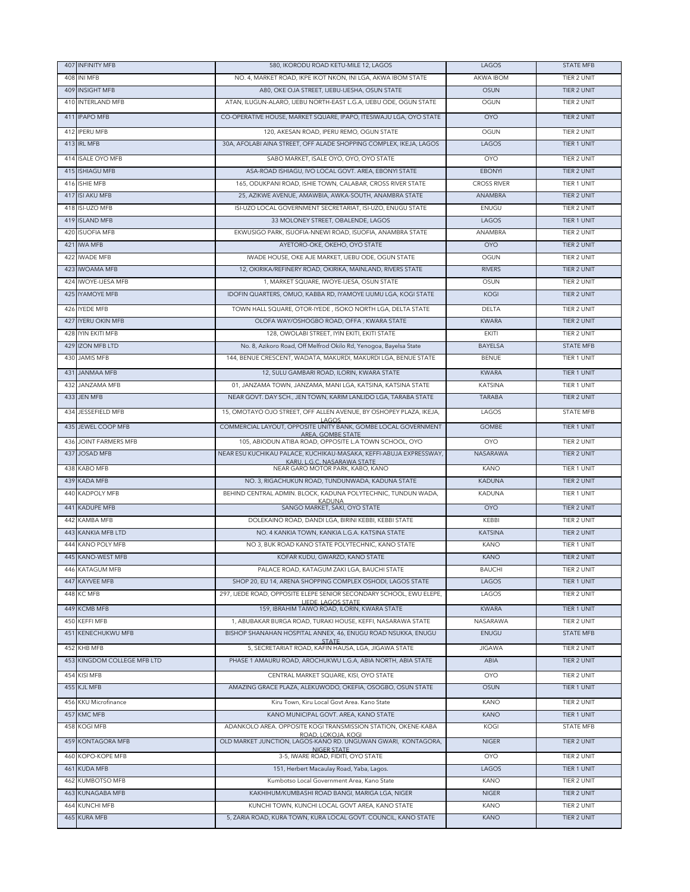| | | | | |
|---|---|---|---|---|
| 407 | INFINITY MFB | 580, IKORODU ROAD KETU-MILE 12, LAGOS | LAGOS | STATE MFB |
| 408 | INI MFB | NO. 4, MARKET ROAD, IKPE IKOT NKON, INI LGA, AKWA IBOM STATE | AKWA IBOM | TIER 2 UNIT |
| 409 | INSIGHT MFB | A80, OKE OJA STREET, IJEBU-IJESHA, OSUN STATE | OSUN | TIER 2 UNIT |
| 410 | INTERLAND MFB | ATAN, ILUGUN-ALARO, IJEBU NORTH-EAST L.G.A, IJEBU ODE, OGUN STATE | OGUN | TIER 2 UNIT |
| 411 | IPAPO MFB | CO-OPERATIVE HOUSE, MARKET SQUARE, IPAPO, ITESIWAJU LGA, OYO STATE | OYO | TIER 2 UNIT |
| 412 | IPERU MFB | 120, AKESAN ROAD, IPERU REMO, OGUN STATE | OGUN | TIER 2 UNIT |
| 413 | IRL MFB | 30A, AFOLABI AINA STREET, OFF ALADE SHOPPING COMPLEX, IKEJA, LAGOS | LAGOS | TIER 1 UNIT |
| 414 | ISALE OYO MFB | SABO MARKET, ISALE OYO, OYO, OYO STATE | OYO | TIER 2 UNIT |
| 415 | ISHIAGU MFB | ASA-ROAD ISHIAGU, IVO LOCAL GOVT. AREA, EBONYI STATE | EBONYI | TIER 2 UNIT |
| 416 | ISHIE MFB | 165, ODUKPANI ROAD, ISHIE TOWN, CALABAR, CROSS RIVER STATE | CROSS RIVER | TIER 1 UNIT |
| 417 | ISI AKU MFB | 25, AZIKWE AVENUE, AMAWBIA, AWKA-SOUTH, ANAMBRA STATE | ANAMBRA | TIER 2 UNIT |
| 418 | ISI-UZO MFB | ISI-UZO LOCAL GOVERNMENT SECRETARIAT, ISI-UZO, ENUGU STATE | ENUGU | TIER 2 UNIT |
| 419 | ISLAND MFB | 33 MOLONEY STREET, OBALENDE, LAGOS | LAGOS | TIER 1 UNIT |
| 420 | ISUOFIA MFB | EKWUSIGO PARK, ISUOFIA-NNEWI ROAD, ISUOFIA, ANAMBRA STATE | ANAMBRA | TIER 2 UNIT |
| 421 | IWA MFB | AYETORO-OKE, OKEHO, OYO STATE | OYO | TIER 2 UNIT |
| 422 | IWADE MFB | IWADE HOUSE, OKE AJE MARKET, IJEBU ODE, OGUN STATE | OGUN | TIER 2 UNIT |
| 423 | IWOAMA MFB | 12, OKIRIKA/REFINERY ROAD, OKIRIKA, MAINLAND, RIVERS STATE | RIVERS | TIER 2 UNIT |
| 424 | IWOYE-IJESA MFB | 1, MARKET SQUARE, IWOYE-IJESA, OSUN STATE | OSUN | TIER 2 UNIT |
| 425 | IYAMOYE MFB | IDOFIN QUARTERS, OMUO, KABBA RD, IYAMOYE IJUMU LGA, KOGI STATE | KOGI | TIER 2 UNIT |
| 426 | IYEDE MFB | TOWN HALL SQUARE, OTOR-IYEDE , ISOKO NORTH LGA, DELTA STATE | DELTA | TIER 2 UNIT |
| 427 | IYERU OKIN MFB | OLOFA WAY/OSHOGBO ROAD, OFFA , KWARA STATE | KWARA | TIER 2 UNIT |
| 428 | IYIN EKITI MFB | 128, OWOLABI STREET, IYIN EKITI, EKITI STATE | EKITI | TIER 2 UNIT |
| 429 | IZON MFB LTD | No. 8, Azikoro Road, Off Melfrod Okilo Rd, Yenogoa, Bayelsa State | BAYELSA | STATE MFB |
| 430 | JAMIS MFB | 144, BENUE CRESCENT, WADATA, MAKURDI, MAKURDI LGA, BENUE STATE | BENUE | TIER 1 UNIT |
| 431 | JANMAA MFB | 12, SULU GAMBARI ROAD, ILORIN, KWARA STATE | KWARA | TIER 1 UNIT |
| 432 | JANZAMA MFB | 01, JANZAMA TOWN, JANZAMA, MANI LGA, KATSINA, KATSINA STATE | KATSINA | TIER 1 UNIT |
| 433 | JEN MFB | NEAR GOVT. DAY SCH., JEN TOWN, KARIM LANLIDO LGA, TARABA STATE | TARABA | TIER 2 UNIT |
| 434 | JESSEFIELD MFB | 15, OMOTAYO OJO STREET, OFF ALLEN AVENUE, BY OSHOPEY PLAZA, IKEJA, LAGOS | LAGOS | STATE MFB |
| 435 | JEWEL COOP MFB | COMMERCIAL LAYOUT, OPPOSITE UNITY BANK, GOMBE LOCAL GOVERNMENT AREA, GOMBE STATE | GOMBE | TIER 1 UNIT |
| 436 | JOINT FARMERS MFB | 105, ABIODUN ATIBA ROAD, OPPOSITE L.A TOWN SCHOOL, OYO | OYO | TIER 2 UNIT |
| 437 | JOSAD MFB | NEAR ESU KUCHIKAU PALACE, KUCHIKAU-MASAKA, KEFFI-ABUJA EXPRESSWAY, KARU, L.G.C, NASARAWA STATE | NASARAWA | TIER 2 UNIT |
| 438 | KABO MFB | NEAR GARO MOTOR PARK, KABO, KANO | KANO | TIER 1 UNIT |
| 439 | KADA MFB | NO. 3, RIGACHUKUN ROAD, TUNDUNWADA, KADUNA STATE | KADUNA | TIER 2 UNIT |
| 440 | KADPOLY MFB | BEHIND CENTRAL ADMIN. BLOCK, KADUNA POLYTECHNIC, TUNDUN WADA, KADUNA | KADUNA | TIER 1 UNIT |
| 441 | KADUPE MFB | SANGO MARKET, SAKI, OYO STATE | OYO | TIER 2 UNIT |
| 442 | KAMBA MFB | DOLEKAINO ROAD, DANDI LGA, BIRINI KEBBI, KEBBI STATE | KEBBI | TIER 2 UNIT |
| 443 | KANKIA MFB LTD | NO. 4 KANKIA TOWN, KANKIA L.G.A. KATSINA STATE | KATSINA | TIER 2 UNIT |
| 444 | KANO POLY MFB | NO 3, BUK ROAD KANO STATE POLYTECHNIC, KANO STATE | KANO | TIER 1 UNIT |
| 445 | KANO-WEST MFB | KOFAR KUDU, GWARZO, KANO STATE | KANO | TIER 2 UNIT |
| 446 | KATAGUM MFB | PALACE ROAD, KATAGUM ZAKI LGA, BAUCHI STATE | BAUCHI | TIER 2 UNIT |
| 447 | KAYVEE MFB | SHOP 20, EU 14, ARENA SHOPPING COMPLEX OSHODI, LAGOS STATE | LAGOS | TIER 1 UNIT |
| 448 | KC MFB | 297, IJEDE ROAD, OPPOSITE ELEPE SENIOR SECONDARY SCHOOL, EWU ELEPE, IJEDE, LAGOS STATE | LAGOS | TIER 2 UNIT |
| 449 | KCMB MFB | 159, IBRAHIM TAIWO ROAD, ILORIN, KWARA STATE | KWARA | TIER 1 UNIT |
| 450 | KEFFI MFB | 1, ABUBAKAR BURGA ROAD, TURAKI HOUSE, KEFFI, NASARAWA STATE | NASARAWA | TIER 2 UNIT |
| 451 | KENECHUKWU MFB | BISHOP SHANAHAN HOSPITAL ANNEX, 46, ENUGU ROAD NSUKKA, ENUGU STATE | ENUGU | STATE MFB |
| 452 | KHB MFB | 5, SECRETARIAT ROAD, KAFIN HAUSA, LGA, JIGAWA STATE | JIGAWA | TIER 2 UNIT |
| 453 | KINGDOM COLLEGE MFB LTD | PHASE 1 AMAURU ROAD, AROCHUKWU L.G.A, ABIA NORTH, ABIA STATE | ABIA | TIER 2 UNIT |
| 454 | KISI MFB | CENTRAL MARKET SQUARE, KISI, OYO STATE | OYO | TIER 2 UNIT |
| 455 | KJL MFB | AMAZING GRACE PLAZA, ALEKUWODO, OKEFIA, OSOGBO, OSUN STATE | OSUN | TIER 1 UNIT |
| 456 | KKU Microfinance | Kiru Town, Kiru Local Govt Area. Kano State | KANO | TIER 2 UNIT |
| 457 | KMC MFB | KANO MUNICIPAL GOVT. AREA, KANO STATE | KANO | TIER 1 UNIT |
| 458 | KOGI MFB | ADANKOLO AREA. OPPOSITE KOGI TRANSMISSION STATION, OKENE-KABA ROAD, LOKOJA, KOGI | KOGI | STATE MFB |
| 459 | KONTAGORA MFB | OLD MARKET JUNCTION, LAGOS-KANO RD. UNGUWAN GWARI, KONTAGORA, NIGER STATE | NIGER | TIER 2 UNIT |
| 460 | KOPO-KOPE MFB | 3-5, IWARE ROAD, FIDITI, OYO STATE | OYO | TIER 2 UNIT |
| 461 | KUDA MFB | 151, Herbert Macaulay Road, Yaba, Lagos. | LAGOS | TIER 1 UNIT |
| 462 | KUMBOTSO MFB | Kumbotso Local Government Area, Kano State | KANO | TIER 2 UNIT |
| 463 | KUNAGABA MFB | KAKHIHUM/KUMBASHI ROAD BANGI, MARIGA LGA, NIGER | NIGER | TIER 2 UNIT |
| 464 | KUNCHI MFB | KUNCHI TOWN, KUNCHI LOCAL GOVT AREA, KANO STATE | KANO | TIER 2 UNIT |
| 465 | KURA MFB | 5, ZARIA ROAD, KURA TOWN, KURA LOCAL GOVT. COUNCIL, KANO STATE | KANO | TIER 2 UNIT |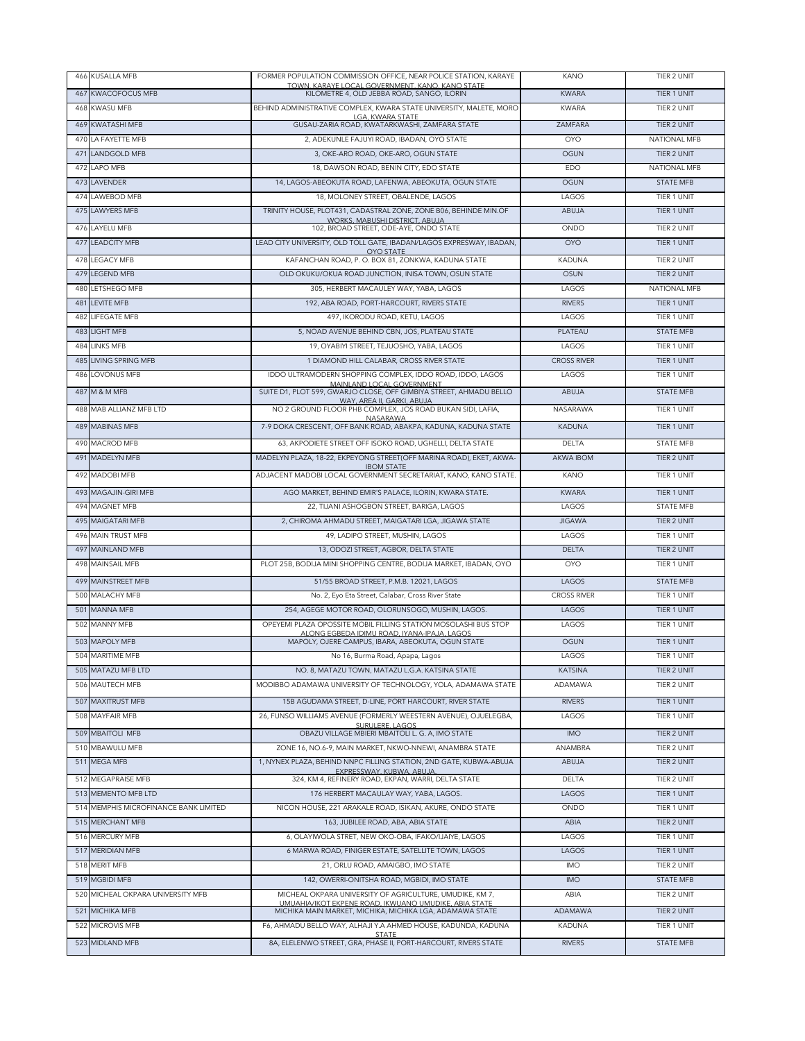| 466 | KUSALLA MFB | FORMER POPULATION COMMISSION OFFICE, NEAR POLICE STATION, KARAYE TOWN, KARAYE LOCAL GOVERNMENT, KANO, KANO STATE | KANO | TIER 2 UNIT |
|---|---|---|---|---|
| 467 | KWACOFOCUS MFB | KILOMETRE 4, OLD JEBBA ROAD, SANGO, ILORIN | KWARA | TIER 1 UNIT |
| 468 | KWASU MFB | BEHIND ADMINISTRATIVE COMPLEX, KWARA STATE UNIVERSITY, MALETE, MORO LGA, KWARA STATE | KWARA | TIER 2 UNIT |
| 469 | KWATASHI MFB | GUSAU-ZARIA ROAD, KWATARKWASHI, ZAMFARA STATE | ZAMFARA | TIER 2 UNIT |
| 470 | LA FAYETTE MFB | 2, ADEKUNLE FAJUYI ROAD, IBADAN, OYO STATE | OYO | NATIONAL MFB |
| 471 | LANDGOLD MFB | 3, OKE-ARO ROAD, OKE-ARO, OGUN STATE | OGUN | TIER 2 UNIT |
| 472 | LAPO MFB | 18, DAWSON ROAD, BENIN CITY, EDO STATE | EDO | NATIONAL MFB |
| 473 | LAVENDER | 14, LAGOS-ABEOKUTA ROAD, LAFENWA, ABEOKUTA, OGUN STATE | OGUN | STATE MFB |
| 474 | LAWEBOD MFB | 18, MOLONEY STREET, OBALENDE, LAGOS | LAGOS | TIER 1 UNIT |
| 475 | LAWYERS MFB | TRINITY HOUSE, PLOT431, CADASTRAL ZONE, ZONE B06, BEHINDE MIN.OF WORKS, MABUSHI DISTRICT, ABUJA | ABUJA | TIER 1 UNIT |
| 476 | LAYELU MFB | 102, BROAD STREET, ODE-AYE, ONDO STATE | ONDO | TIER 2 UNIT |
| 477 | LEADCITY MFB | LEAD CITY UNIVERSITY, OLD TOLL GATE, IBADAN/LAGOS EXPRESWAY, IBADAN, OYO STATE | OYO | TIER 1 UNIT |
| 478 | LEGACY MFB | KAFANCHAN ROAD, P. O. BOX 81, ZONKWA, KADUNA STATE | KADUNA | TIER 2 UNIT |
| 479 | LEGEND MFB | OLD OKUKU/OKUA ROAD JUNCTION, INISA TOWN, OSUN STATE | OSUN | TIER 2 UNIT |
| 480 | LETSHEGO MFB | 305, HERBERT MACAULEY WAY, YABA, LAGOS | LAGOS | NATIONAL MFB |
| 481 | LEVITE MFB | 192, ABA ROAD, PORT-HARCOURT, RIVERS STATE | RIVERS | TIER 1 UNIT |
| 482 | LIFEGATE MFB | 497, IKORODU ROAD, KETU, LAGOS | LAGOS | TIER 1 UNIT |
| 483 | LIGHT MFB | 5, NOAD AVENUE BEHIND CBN, JOS, PLATEAU STATE | PLATEAU | STATE MFB |
| 484 | LINKS MFB | 19, OYABIYI STREET, TEJUOSHO, YABA, LAGOS | LAGOS | TIER 1 UNIT |
| 485 | LIVING SPRING MFB | 1 DIAMOND HILL CALABAR, CROSS RIVER STATE | CROSS RIVER | TIER 1 UNIT |
| 486 | LOVONUS MFB | IDDO ULTRAMODERN SHOPPING COMPLEX, IDDO ROAD, IDDO, LAGOS MAINLAND LOCAL GOVERNMENT | LAGOS | TIER 1 UNIT |
| 487 | M & M MFB | SUITE D1, PLOT 599, GWARJO CLOSE, OFF GIMBIYA STREET, AHMADU BELLO WAY, AREA II, GARKI, ABUJA | ABUJA | STATE MFB |
| 488 | MAB ALLIANZ MFB LTD | NO 2 GROUND FLOOR PHB COMPLEX, JOS ROAD BUKAN SIDI, LAFIA, NASARAWA | NASARAWA | TIER 1 UNIT |
| 489 | MABINAS MFB | 7-9 DOKA CRESCENT, OFF BANK ROAD, ABAKPA, KADUNA, KADUNA STATE | KADUNA | TIER 1 UNIT |
| 490 | MACROD MFB | 63, AKPODIETE STREET OFF ISOKO ROAD, UGHELLI, DELTA STATE | DELTA | STATE MFB |
| 491 | MADELYN MFB | MADELYN PLAZA, 18-22, EKPEYONG STREET(OFF MARINA ROAD), EKET, AKWA-IBOM STATE | AKWA IBOM | TIER 2 UNIT |
| 492 | MADOBI MFB | ADJACENT MADOBI LOCAL GOVERNMENT SECRETARIAT, KANO, KANO STATE. | KANO | TIER 1 UNIT |
| 493 | MAGAJIN-GIRI MFB | AGO MARKET, BEHIND EMIR'S PALACE, ILORIN, KWARA STATE. | KWARA | TIER 1 UNIT |
| 494 | MAGNET MFB | 22, TIJANI ASHOGBON STREET, BARIGA, LAGOS | LAGOS | STATE MFB |
| 495 | MAIGATARI MFB | 2, CHIROMA AHMADU STREET, MAIGATARI LGA, JIGAWA STATE | JIGAWA | TIER 2 UNIT |
| 496 | MAIN TRUST MFB | 49, LADIPO STREET, MUSHIN, LAGOS | LAGOS | TIER 1 UNIT |
| 497 | MAINLAND MFB | 13, ODOZI STREET, AGBOR, DELTA STATE | DELTA | TIER 2 UNIT |
| 498 | MAINSAIL MFB | PLOT 25B, BODIJA MINI SHOPPING CENTRE, BODIJA MARKET, IBADAN, OYO | OYO | TIER 1 UNIT |
| 499 | MAINSTREET MFB | 51/55 BROAD STREET, P.M.B. 12021, LAGOS | LAGOS | STATE MFB |
| 500 | MALACHY MFB | No. 2, Eyo Eta Street, Calabar, Cross River State | CROSS RIVER | TIER 1 UNIT |
| 501 | MANNA MFB | 254, AGEGE MOTOR ROAD, OLORUNSOGO, MUSHIN, LAGOS. | LAGOS | TIER 1 UNIT |
| 502 | MANNY MFB | OPEYEMI PLAZA OPOSSITE MOBIL FILLING STATION MOSOLASHI BUS STOP ALONG EGBEDA IDIMU ROAD, IYANA-IPAJA, LAGOS | LAGOS | TIER 1 UNIT |
| 503 | MAPOLY MFB | MAPOLY, OJERE CAMPUS, IBARA, ABEOKUTA, OGUN STATE | OGUN | TIER 1 UNIT |
| 504 | MARITIME MFB | No 16, Burma Road, Apapa, Lagos | LAGOS | TIER 1 UNIT |
| 505 | MATAZU MFB LTD | NO. 8, MATAZU TOWN, MATAZU L.G.A. KATSINA STATE | KATSINA | TIER 2 UNIT |
| 506 | MAUTECH MFB | MODIBBO ADAMAWA UNIVERSITY OF TECHNOLOGY, YOLA, ADAMAWA STATE | ADAMAWA | TIER 2 UNIT |
| 507 | MAXITRUST MFB | 15B AGUDAMA STREET, D-LINE, PORT HARCOURT, RIVER STATE | RIVERS | TIER 1 UNIT |
| 508 | MAYFAIR MFB | 26, FUNSO WILLIAMS AVENUE (FORMERLY WEESTERN AVENUE), OJUELEGBA, SURULERE, LAGOS | LAGOS | TIER 1 UNIT |
| 509 | MBAITOLI MFB | OBAZU VILLAGE MBIERI MBAITOLI L. G. A, IMO STATE | IMO | TIER 2 UNIT |
| 510 | MBAWULU MFB | ZONE 16, NO.6-9, MAIN MARKET, NKWO-NNEWI, ANAMBRA STATE | ANAMBRA | TIER 2 UNIT |
| 511 | MEGA MFB | 1, NYNEX PLAZA, BEHIND NNPC FILLING STATION, 2ND GATE, KUBWA-ABUJA EXPRESSWAY, KUBWA, ABUJA | ABUJA | TIER 2 UNIT |
| 512 | MEGAPRAISE MFB | 324, KM 4, REFINERY ROAD, EKPAN, WARRI, DELTA STATE | DELTA | TIER 2 UNIT |
| 513 | MEMENTO MFB LTD | 176 HERBERT MACAULAY WAY, YABA, LAGOS. | LAGOS | TIER 1 UNIT |
| 514 | MEMPHIS MICROFINANCE BANK LIMITED | NICON HOUSE, 221 ARAKALE ROAD, ISIKAN, AKURE, ONDO STATE | ONDO | TIER 1 UNIT |
| 515 | MERCHANT MFB | 163, JUBILEE ROAD, ABA, ABIA STATE | ABIA | TIER 2 UNIT |
| 516 | MERCURY MFB | 6, OLAYIWOLA STRET, NEW OKO-OBA, IFAKO/IJAIYE, LAGOS | LAGOS | TIER 1 UNIT |
| 517 | MERIDIAN MFB | 6 MARWA ROAD, FINIGER ESTATE, SATELLITE TOWN, LAGOS | LAGOS | TIER 1 UNIT |
| 518 | MERIT MFB | 21, ORLU ROAD, AMAIGBO, IMO STATE | IMO | TIER 2 UNIT |
| 519 | MGBIDI MFB | 142, OWERRI-ONITSHA ROAD, MGBIDI, IMO STATE | IMO | STATE MFB |
| 520 | MICHEAL OKPARA UNIVERSITY MFB | MICHEAL OKPARA UNIVERSITY OF AGRICULTURE, UMUDIKE, KM 7, UMUAHIA/IKOT EKPENE ROAD, IKWUANO UMUDIKE, ABIA STATE | ABIA | TIER 2 UNIT |
| 521 | MICHIKA MFB | MICHIKA MAIN MARKET, MICHIKA, MICHIKA LGA, ADAMAWA STATE | ADAMAWA | TIER 2 UNIT |
| 522 | MICROVIS MFB | F6, AHMADU BELLO WAY, ALHAJI Y.A AHMED HOUSE, KADUNDA, KADUNA STATE | KADUNA | TIER 1 UNIT |
| 523 | MIDLAND MFB | 8A, ELELENWO STREET, GRA, PHASE II, PORT-HARCOURT, RIVERS STATE | RIVERS | STATE MFB |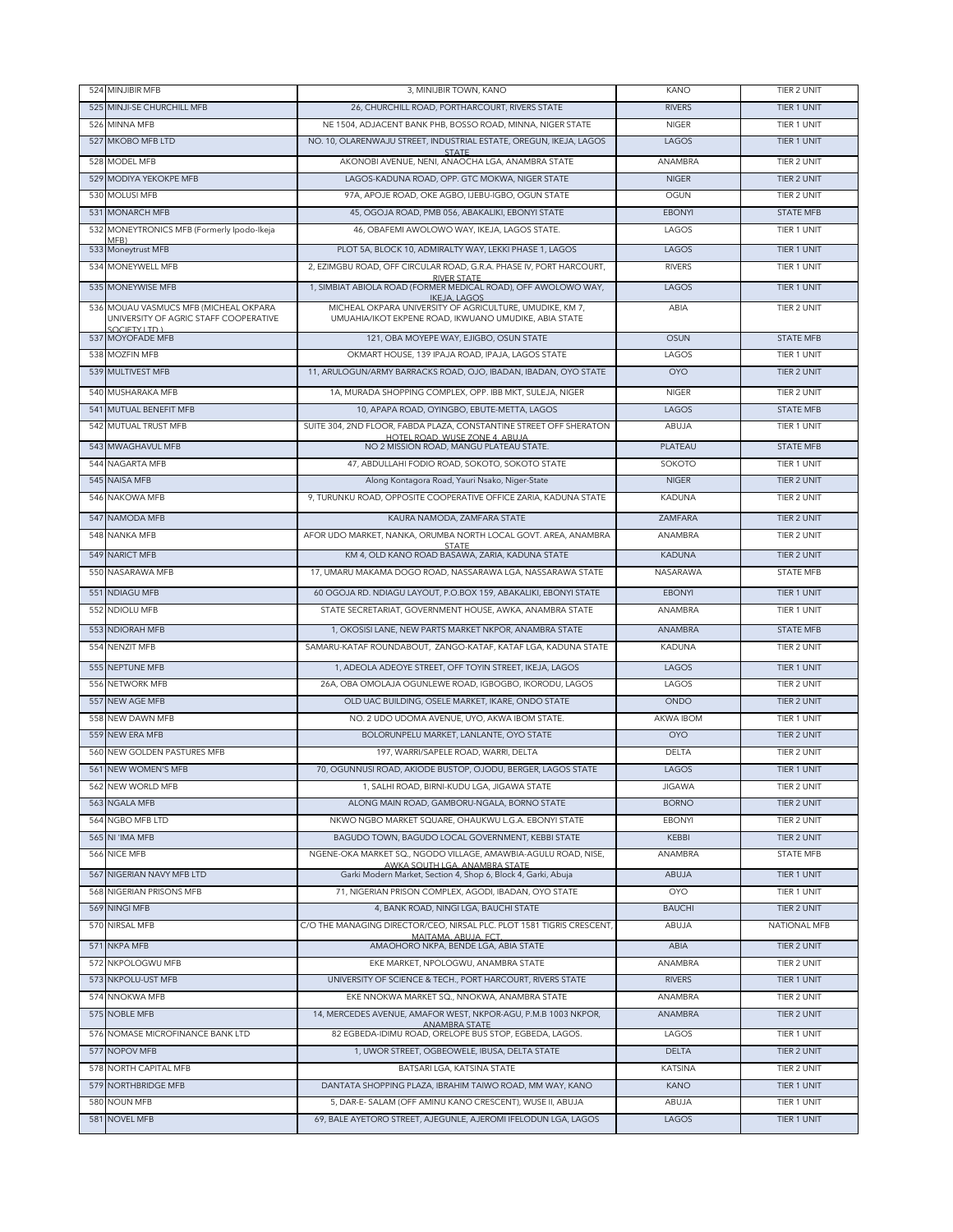| 524 | MINJIBIR MFB | 3, MINIJBIR TOWN, KANO | KANO | TIER 2 UNIT |
|---|---|---|---|---|
| 525 | MINJI-SE CHURCHILL MFB | 26, CHURCHILL ROAD, PORTHARCOURT, RIVERS STATE | RIVERS | TIER 1 UNIT |
| 526 | MINNA MFB | NE 1504, ADJACENT BANK PHB, BOSSO ROAD, MINNA, NIGER STATE | NIGER | TIER 1 UNIT |
| 527 | MKOBO MFB LTD | NO. 10, OLARENWAJU STREET, INDUSTRIAL ESTATE, OREGUN, IKEJA, LAGOS STATE | LAGOS | TIER 1 UNIT |
| 528 | MODEL MFB | AKONOBI AVENUE, NENI, ANAOCHA LGA, ANAMBRA STATE | ANAMBRA | TIER 2 UNIT |
| 529 | MODIYA YEKOKPE MFB | LAGOS-KADUNA ROAD, OPP. GTC MOKWA, NIGER STATE | NIGER | TIER 2 UNIT |
| 530 | MOLUSI MFB | 97A, APOJE ROAD, OKE AGBO, IJEBU-IGBO, OGUN STATE | OGUN | TIER 2 UNIT |
| 531 | MONARCH MFB | 45, OGOJA ROAD, PMB 056, ABAKALIKI, EBONYI STATE | EBONYI | STATE MFB |
| 532 | MONEYTRONICS MFB (Formerly Ipodo-Ikeja MFB) | 46, OBAFEMI AWOLOWO WAY, IKEJA, LAGOS STATE. | LAGOS | TIER 1 UNIT |
| 533 | Moneytrust MFB | PLOT 5A, BLOCK 10, ADMIRALTY WAY, LEKKI PHASE 1, LAGOS | LAGOS | TIER 1 UNIT |
| 534 | MONEYWELL MFB | 2, EZIMGBU ROAD, OFF CIRCULAR ROAD, G.R.A. PHASE IV, PORT HARCOURT, RIVER STATE | RIVERS | TIER 1 UNIT |
| 535 | MONEYWISE MFB | 1, SIMBIAT ABIOLA ROAD (FORMER MEDICAL ROAD), OFF AWOLOWO WAY, IKEJA, LAGOS | LAGOS | TIER 1 UNIT |
| 536 | MOUAU VASMUCS MFB (MICHEAL OKPARA UNIVERSITY OF AGRIC STAFF COOPERATIVE SOCIETY LTD.) | MICHEAL OKPARA UNIVERSITY OF AGRICULTURE, UMUDIKE, KM 7, UMUAHIA/IKOT EKPENE ROAD, IKWUANO UMUDIKE, ABIA STATE | ABIA | TIER 2 UNIT |
| 537 | MOYOFADE MFB | 121, OBA MOYEPE WAY, EJIGBO, OSUN STATE | OSUN | STATE MFB |
| 538 | MOZFIN MFB | OKMART HOUSE, 139 IPAJA ROAD, IPAJA, LAGOS STATE | LAGOS | TIER 1 UNIT |
| 539 | MULTIVEST MFB | 11, ARULOGUN/ARMY BARRACKS ROAD, OJO, IBADAN, IBADAN, OYO STATE | OYO | TIER 2 UNIT |
| 540 | MUSHARAKA MFB | 1A, MURADA SHOPPING COMPLEX, OPP. IBB MKT, SULEJA, NIGER | NIGER | TIER 2 UNIT |
| 541 | MUTUAL BENEFIT MFB | 10, APAPA ROAD, OYINGBO, EBUTE-METTA, LAGOS | LAGOS | STATE MFB |
| 542 | MUTUAL TRUST MFB | SUITE 304, 2ND FLOOR, FABDA PLAZA, CONSTANTINE STREET OFF SHERATON HOTEL ROAD, WUSE ZONE 4, ABUJA | ABUJA | TIER 1 UNIT |
| 543 | MWAGHAVUL MFB | NO 2 MISSION ROAD, MANGU PLATEAU STATE. | PLATEAU | STATE MFB |
| 544 | NAGARTA MFB | 47, ABDULLAHI FODIO ROAD, SOKOTO, SOKOTO STATE | SOKOTO | TIER 1 UNIT |
| 545 | NAISA MFB | Along Kontagora Road, Yauri Nsako, Niger-State | NIGER | TIER 2 UNIT |
| 546 | NAKOWA MFB | 9, TURUNKU ROAD, OPPOSITE COOPERATIVE OFFICE ZARIA, KADUNA STATE | KADUNA | TIER 2 UNIT |
| 547 | NAMODA MFB | KAURA NAMODA, ZAMFARA STATE | ZAMFARA | TIER 2 UNIT |
| 548 | NANKA MFB | AFOR UDO MARKET, NANKA, ORUMBA NORTH LOCAL GOVT. AREA, ANAMBRA STATE | ANAMBRA | TIER 2 UNIT |
| 549 | NARICT MFB | KM 4, OLD KANO ROAD BASAWA, ZARIA, KADUNA STATE | KADUNA | TIER 2 UNIT |
| 550 | NASARAWA MFB | 17, UMARU MAKAMA DOGO ROAD, NASSARAWA LGA, NASSARAWA STATE | NASARAWA | STATE MFB |
| 551 | NDIAGU MFB | 60 OGOJA RD. NDIAGU LAYOUT, P.O.BOX 159, ABAKALIKI, EBONYI STATE | EBONYI | TIER 1 UNIT |
| 552 | NDIOLU MFB | STATE SECRETARIAT, GOVERNMENT HOUSE, AWKA, ANAMBRA STATE | ANAMBRA | TIER 1 UNIT |
| 553 | NDIORAH MFB | 1, OKOSISI LANE, NEW PARTS MARKET NKPOR, ANAMBRA STATE | ANAMBRA | STATE MFB |
| 554 | NENZIT MFB | SAMARU-KATAF ROUNDABOUT, ZANGO-KATAF, KATAF LGA, KADUNA STATE | KADUNA | TIER 2 UNIT |
| 555 | NEPTUNE MFB | 1, ADEOLA ADEOYE STREET, OFF TOYIN STREET, IKEJA, LAGOS | LAGOS | TIER 1 UNIT |
| 556 | NETWORK MFB | 26A, OBA OMOLAJA OGUNLEWE ROAD, IGBOGBO, IKORODU, LAGOS | LAGOS | TIER 2 UNIT |
| 557 | NEW AGE MFB | OLD UAC BUILDING, OSELE MARKET, IKARE, ONDO STATE | ONDO | TIER 2 UNIT |
| 558 | NEW DAWN MFB | NO. 2 UDO UDOMA AVENUE, UYO, AKWA IBOM STATE. | AKWA IBOM | TIER 1 UNIT |
| 559 | NEW ERA MFB | BOLORUNPELU MARKET, LANLANTE, OYO STATE | OYO | TIER 2 UNIT |
| 560 | NEW GOLDEN PASTURES MFB | 197, WARRI/SAPELE ROAD, WARRI, DELTA | DELTA | TIER 2 UNIT |
| 561 | NEW WOMEN'S MFB | 70, OGUNNUSI ROAD, AKIODE BUSTOP, OJODU, BERGER, LAGOS STATE | LAGOS | TIER 1 UNIT |
| 562 | NEW WORLD MFB | 1, SALHI ROAD, BIRNI-KUDU LGA, JIGAWA STATE | JIGAWA | TIER 2 UNIT |
| 563 | NGALA MFB | ALONG MAIN ROAD, GAMBORU-NGALA, BORNO STATE | BORNO | TIER 2 UNIT |
| 564 | NGBO MFB LTD | NKWO NGBO MARKET SQUARE, OHAUKWU L.G.A. EBONYI STATE | EBONYI | TIER 2 UNIT |
| 565 | NI 'IMA MFB | BAGUDO TOWN, BAGUDO LOCAL GOVERNMENT, KEBBI STATE | KEBBI | TIER 2 UNIT |
| 566 | NICE MFB | NGENE-OKA MARKET SQ., NGODO VILLAGE, AMAWBIA-AGULU ROAD, NISE, AWKA SOUTH LGA, ANAMBRA STATE | ANAMBRA | STATE MFB |
| 567 | NIGERIAN NAVY MFB LTD | Garki Modern Market, Section 4, Shop 6, Block 4, Garki, Abuja | ABUJA | TIER 1 UNIT |
| 568 | NIGERIAN PRISONS MFB | 71, NIGERIAN PRISON COMPLEX, AGODI, IBADAN, OYO STATE | OYO | TIER 1 UNIT |
| 569 | NINGI MFB | 4, BANK ROAD, NINGI LGA, BAUCHI STATE | BAUCHI | TIER 2 UNIT |
| 570 | NIRSAL MFB | C/O THE MANAGING DIRECTOR/CEO, NIRSAL PLC. PLOT 1581 TIGRIS CRESCENT, MAITAMA, ABUJA, FCT | ABUJA | NATIONAL MFB |
| 571 | NKPA MFB | AMAOHORO NKPA, BENDE LGA, ABIA STATE | ABIA | TIER 2 UNIT |
| 572 | NKPOLOGWU MFB | EKE MARKET, NPOLOGWU, ANAMBRA STATE | ANAMBRA | TIER 2 UNIT |
| 573 | NKPOLU-UST MFB | UNIVERSITY OF SCIENCE & TECH., PORT HARCOURT, RIVERS STATE | RIVERS | TIER 1 UNIT |
| 574 | NNOKWA MFB | EKE NNOKWA MARKET SQ., NNOKWA, ANAMBRA STATE | ANAMBRA | TIER 2 UNIT |
| 575 | NOBLE MFB | 14, MERCEDES AVENUE, AMAFOR WEST, NKPOR-AGU, P.M.B 1003 NKPOR, ANAMBRA STATE | ANAMBRA | TIER 2 UNIT |
| 576 | NOMASE MICROFINANCE BANK LTD | 82 EGBEDA-IDIMU ROAD, ORELOPE BUS STOP, EGBEDA, LAGOS. | LAGOS | TIER 1 UNIT |
| 577 | NOPOV MFB | 1, UWOR STREET, OGBEOWELE, IBUSA, DELTA STATE | DELTA | TIER 2 UNIT |
| 578 | NORTH CAPITAL MFB | BATSARI LGA, KATSINA STATE | KATSINA | TIER 2 UNIT |
| 579 | NORTHBRIDGE MFB | DANTATA SHOPPING PLAZA, IBRAHIM TAIWO ROAD, MM WAY, KANO | KANO | TIER 1 UNIT |
| 580 | NOUN MFB | 5, DAR-E- SALAM (OFF AMINU KANO CRESCENT), WUSE II, ABUJA | ABUJA | TIER 1 UNIT |
| 581 | NOVEL MFB | 69, BALE AYETORO STREET, AJEGUNLE, AJEROMI IFELODUN LGA, LAGOS | LAGOS | TIER 1 UNIT |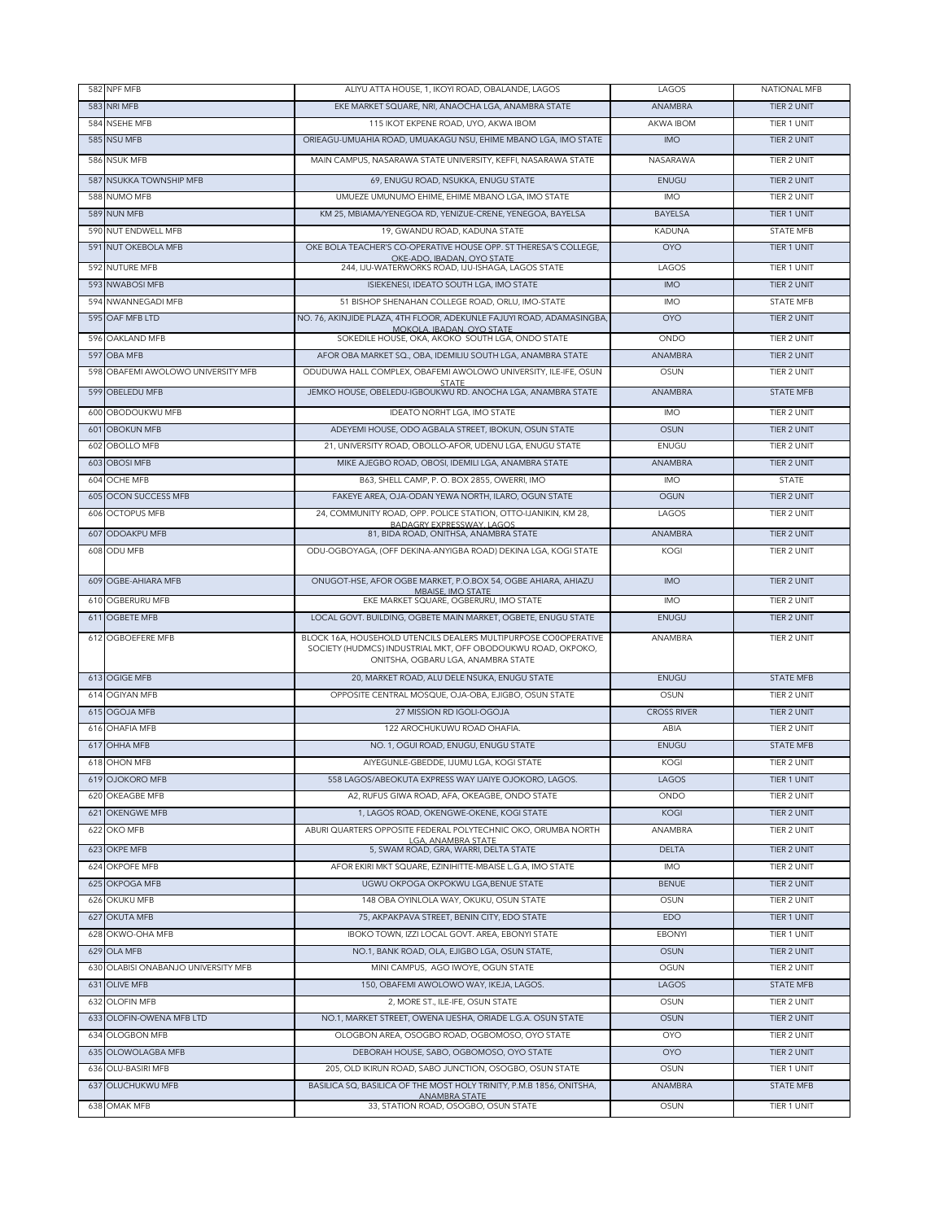| | | | | |
|---|---|---|---|---|
| 582 | NPF MFB | ALIYU ATTA HOUSE, 1, IKOYI ROAD, OBALANDE, LAGOS | LAGOS | NATIONAL MFB |
| 583 | NRI MFB | EKE MARKET SQUARE, NRI, ANAOCHA LGA, ANAMBRA STATE | ANAMBRA | TIER 2 UNIT |
| 584 | NSEHE MFB | 115 IKOT EKPENE ROAD, UYO, AKWA IBOM | AKWA IBOM | TIER 1 UNIT |
| 585 | NSU MFB | ORIEAGU-UMUAHIA ROAD, UMUAKAGU NSU, EHIME MBANO LGA, IMO STATE | IMO | TIER 2 UNIT |
| 586 | NSUK MFB | MAIN CAMPUS, NASARAWA STATE UNIVERSITY, KEFFI, NASARAWA STATE | NASARAWA | TIER 2 UNIT |
| 587 | NSUKKA TOWNSHIP MFB | 69, ENUGU ROAD, NSUKKA, ENUGU STATE | ENUGU | TIER 2 UNIT |
| 588 | NUMO MFB | UMUEZE UMUNUMO EHIME, EHIME MBANO LGA, IMO STATE | IMO | TIER 2 UNIT |
| 589 | NUN MFB | KM 25, MBIAMA/YENEGOA RD, YENIZUE-CRENE, YENEGOA, BAYELSA | BAYELSA | TIER 1 UNIT |
| 590 | NUT ENDWELL MFB | 19, GWANDU ROAD, KADUNA STATE | KADUNA | STATE MFB |
| 591 | NUT OKEBOLA MFB | OKE BOLA TEACHER'S CO-OPERATIVE HOUSE OPP. ST THERESA'S COLLEGE, OKE-ADO, IBADAN, OYO STATE | OYO | TIER 1 UNIT |
| 592 | NUTURE MFB | 244, IJU-WATERWORKS ROAD, IJU-ISHAGA, LAGOS STATE | LAGOS | TIER 1 UNIT |
| 593 | NWABOSI MFB | ISIEKENESI, IDEATO SOUTH LGA, IMO STATE | IMO | TIER 2 UNIT |
| 594 | NWANNEGADI MFB | 51 BISHOP SHENAHAN COLLEGE ROAD, ORLU, IMO-STATE | IMO | STATE MFB |
| 595 | OAF MFB LTD | NO. 76, AKINJIDE PLAZA, 4TH FLOOR, ADEKUNLE FAJUYI ROAD, ADAMASINGBA, MOKOLA, IBADAN, OYO STATE | OYO | TIER 2 UNIT |
| 596 | OAKLAND MFB | SOKEDILE HOUSE, OKA, AKOKO SOUTH LGA, ONDO STATE | ONDO | TIER 2 UNIT |
| 597 | OBA MFB | AFOR OBA MARKET SQ., OBA, IDEMILIU SOUTH LGA, ANAMBRA STATE | ANAMBRA | TIER 2 UNIT |
| 598 | OBAFEMI AWOLOWO UNIVERSITY MFB | ODUDUWA HALL COMPLEX, OBAFEMI AWOLOWO UNIVERSITY, ILE-IFE, OSUN STATE | OSUN | TIER 2 UNIT |
| 599 | OBELEDU MFB | JEMKO HOUSE, OBELEDU-IGBOUKWU RD. ANOCHA LGA, ANAMBRA STATE | ANAMBRA | STATE MFB |
| 600 | OBODOUKWU MFB | IDEATO NORHT LGA, IMO STATE | IMO | TIER 2 UNIT |
| 601 | OBOKUN MFB | ADEYEMI HOUSE, ODO AGBALA STREET, IBOKUN, OSUN STATE | OSUN | TIER 2 UNIT |
| 602 | OBOLLO MFB | 21, UNIVERSITY ROAD, OBOLLO-AFOR, UDENU LGA, ENUGU STATE | ENUGU | TIER 2 UNIT |
| 603 | OBOSI MFB | MIKE AJEGBO ROAD, OBOSI, IDEMILI LGA, ANAMBRA STATE | ANAMBRA | TIER 2 UNIT |
| 604 | OCHE MFB | B63, SHELL CAMP, P. O. BOX 2855, OWERRI, IMO | IMO | STATE |
| 605 | OCON SUCCESS MFB | FAKEYE AREA, OJA-ODAN YEWA NORTH, ILARO, OGUN STATE | OGUN | TIER 2 UNIT |
| 606 | OCTOPUS MFB | 24, COMMUNITY ROAD, OPP. POLICE STATION, OTTO-IJANIKIN, KM 28, BADAGRY EXPRESSWAY, LAGOS | LAGOS | TIER 2 UNIT |
| 607 | ODOAKPU MFB | 81, BIDA ROAD, ONITHSA, ANAMBRA STATE | ANAMBRA | TIER 2 UNIT |
| 608 | ODU MFB | ODU-OGBOYAGA, (OFF DEKINA-ANYIGBA ROAD) DEKINA LGA, KOGI STATE | KOGI | TIER 2 UNIT |
| 609 | OGBE-AHIARA MFB | ONUGOT-HSE, AFOR OGBE MARKET, P.O.BOX 54, OGBE AHIARA, AHIAZU MBAISE, IMO STATE | IMO | TIER 2 UNIT |
| 610 | OGBERURU MFB | EKE MARKET SQUARE, OGBERURU, IMO STATE | IMO | TIER 2 UNIT |
| 611 | OGBETE MFB | LOCAL GOVT. BUILDING, OGBETE MAIN MARKET, OGBETE, ENUGU STATE | ENUGU | TIER 2 UNIT |
| 612 | OGBOEFERE MFB | BLOCK 16A, HOUSEHOLD UTENCILS DEALERS MULTIPURPOSE CO0OPERATIVE SOCIETY (HUDMCS) INDUSTRIAL MKT, OFF OBODOUKWU ROAD, OKPOKO, ONITSHA, OGBARU LGA, ANAMBRA STATE | ANAMBRA | TIER 2 UNIT |
| 613 | OGIGE MFB | 20, MARKET ROAD, ALU DELE NSUKA, ENUGU STATE | ENUGU | STATE MFB |
| 614 | OGIYAN MFB | OPPOSITE CENTRAL MOSQUE, OJA-OBA, EJIGBO, OSUN STATE | OSUN | TIER 2 UNIT |
| 615 | OGOJA MFB | 27 MISSION RD IGOLI-OGOJA | CROSS RIVER | TIER 2 UNIT |
| 616 | OHAFIA MFB | 122 AROCHUKUWU ROAD OHAFIA. | ABIA | TIER 2 UNIT |
| 617 | OHHA MFB | NO. 1, OGUI ROAD, ENUGU, ENUGU STATE | ENUGU | STATE MFB |
| 618 | OHON MFB | AIYEGUNLE-GBEDDE, IJUMU LGA, KOGI STATE | KOGI | TIER 2 UNIT |
| 619 | OJOKORO MFB | 558 LAGOS/ABEOKUTA EXPRESS WAY IJAIYE OJOKORO, LAGOS. | LAGOS | TIER 1 UNIT |
| 620 | OKEAGBE MFB | A2, RUFUS GIWA ROAD, AFA, OKEAGBE, ONDO STATE | ONDO | TIER 2 UNIT |
| 621 | OKENGWE MFB | 1, LAGOS ROAD, OKENGWE-OKENE, KOGI STATE | KOGI | TIER 2 UNIT |
| 622 | OKO MFB | ABURI QUARTERS OPPOSITE FEDERAL POLYTECHNIC OKO, ORUMBA NORTH LGA, ANAMBRA STATE | ANAMBRA | TIER 2 UNIT |
| 623 | OKPE MFB | 5, SWAM ROAD, GRA, WARRI, DELTA STATE | DELTA | TIER 2 UNIT |
| 624 | OKPOFE MFB | AFOR EKIRI MKT SQUARE, EZINIHITTE-MBAISE L.G.A, IMO STATE | IMO | TIER 2 UNIT |
| 625 | OKPOGA MFB | UGWU OKPOGA OKPOKWU LGA,BENUE STATE | BENUE | TIER 2 UNIT |
| 626 | OKUKU MFB | 148 OBA OYINLOLA WAY, OKUKU, OSUN STATE | OSUN | TIER 2 UNIT |
| 627 | OKUTA MFB | 75, AKPAKPAVA STREET, BENIN CITY, EDO STATE | EDO | TIER 1 UNIT |
| 628 | OKWO-OHA MFB | IBOKO TOWN, IZZI LOCAL GOVT. AREA, EBONYI STATE | EBONYI | TIER 1 UNIT |
| 629 | OLA MFB | NO.1, BANK ROAD, OLA, EJIGBO LGA, OSUN STATE, | OSUN | TIER 2 UNIT |
| 630 | OLABISI ONABANJO UNIVERSITY MFB | MINI CAMPUS, AGO IWOYE, OGUN STATE | OGUN | TIER 2 UNIT |
| 631 | OLIVE MFB | 150, OBAFEMI AWOLOWO WAY, IKEJA, LAGOS. | LAGOS | STATE MFB |
| 632 | OLOFIN MFB | 2, MORE ST., ILE-IFE, OSUN STATE | OSUN | TIER 2 UNIT |
| 633 | OLOFIN-OWENA MFB LTD | NO.1, MARKET STREET, OWENA IJESHA, ORIADE L.G.A. OSUN STATE | OSUN | TIER 2 UNIT |
| 634 | OLOGBON MFB | OLOGBON AREA, OSOGBO ROAD, OGBOMOSO, OYO STATE | OYO | TIER 2 UNIT |
| 635 | OLOWOLAGBA MFB | DEBORAH HOUSE, SABO, OGBOMOSO, OYO STATE | OYO | TIER 2 UNIT |
| 636 | OLU-BASIRI MFB | 205, OLD IKIRUN ROAD, SABO JUNCTION, OSOGBO, OSUN STATE | OSUN | TIER 1 UNIT |
| 637 | OLUCHUKWU MFB | BASILICA SQ, BASILICA OF THE MOST HOLY TRINITY, P.M.B 1856, ONITSHA, ANAMBRA STATE | ANAMBRA | STATE MFB |
| 638 | OMAK MFB | 33, STATION ROAD, OSOGBO, OSUN STATE | OSUN | TIER 1 UNIT |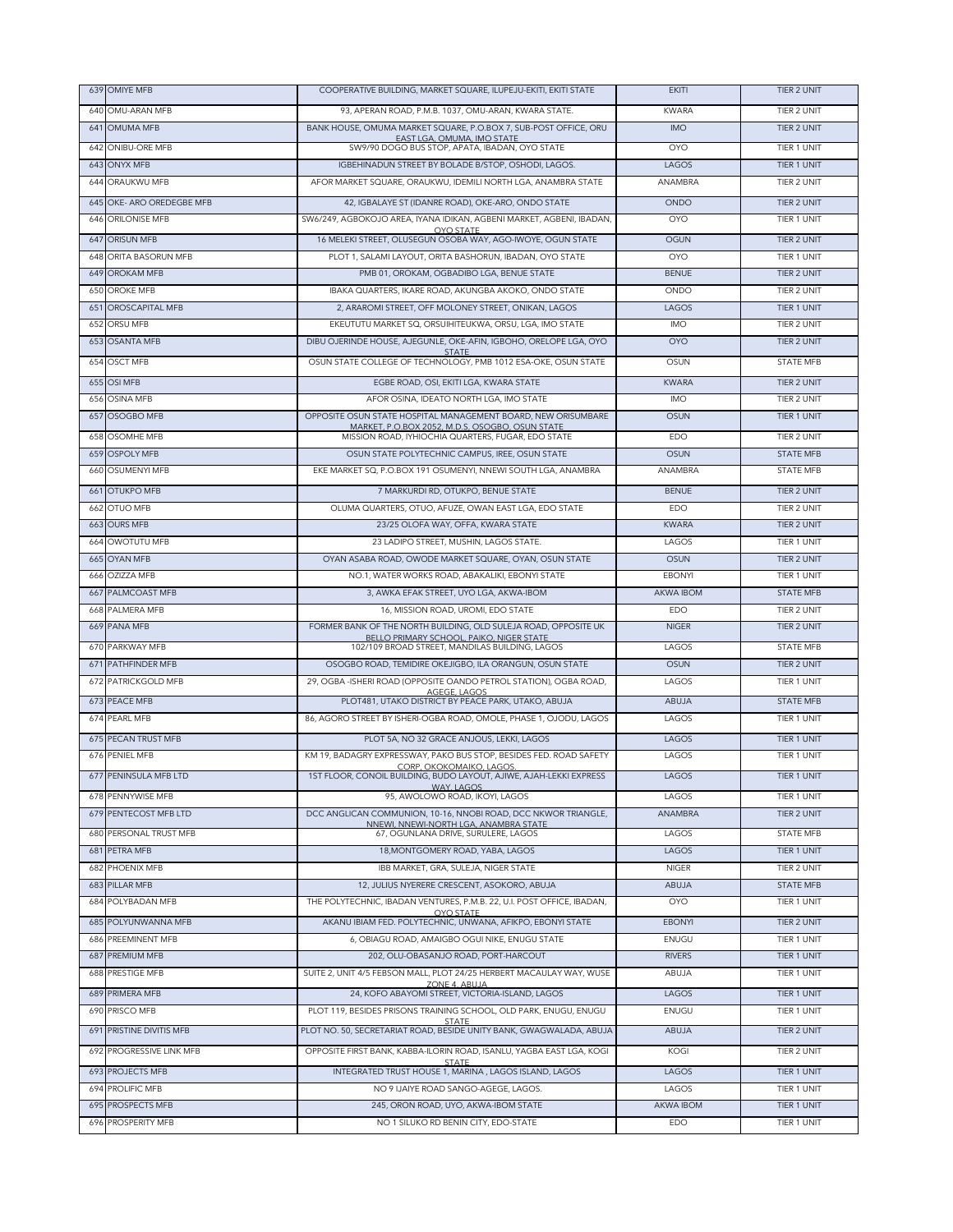| | | | | |
|---|---|---|---|---|
| 639 | OMIYE MFB | COOPERATIVE BUILDING, MARKET SQUARE, ILUPEJU-EKITI, EKITI STATE | EKITI | TIER 2 UNIT |
| 640 | OMU-ARAN MFB | 93, APERAN ROAD, P.M.B. 1037, OMU-ARAN, KWARA STATE. | KWARA | TIER 2 UNIT |
| 641 | OMUMA MFB | BANK HOUSE, OMUMA MARKET SQUARE, P.O.BOX 7, SUB-POST OFFICE, ORU EAST LGA, OMUMA, IMO STATE | IMO | TIER 2 UNIT |
| 642 | ONIBU-ORE MFB | SW9/90 DOGO BUS STOP, APATA, IBADAN, OYO STATE | OYO | TIER 1 UNIT |
| 643 | ONYX MFB | IGBEHINADUN STREET BY BOLADE B/STOP, OSHODI, LAGOS. | LAGOS | TIER 1 UNIT |
| 644 | ORAUKWU MFB | AFOR MARKET SQUARE, ORAUKWU, IDEMILI NORTH LGA, ANAMBRA STATE | ANAMBRA | TIER 2 UNIT |
| 645 | OKE- ARO OREDEGBE MFB | 42, IGBALAYE ST (IDANRE ROAD), OKE-ARO, ONDO STATE | ONDO | TIER 2 UNIT |
| 646 | ORILONISE MFB | SW6/249, AGBOKOJO AREA, IYANA IDIKAN, AGBENI MARKET, AGBENI, IBADAN, OYO STATE | OYO | TIER 1 UNIT |
| 647 | ORISUN MFB | 16 MELEKI STREET, OLUSEGUN OSOBA WAY, AGO-IWOYE, OGUN STATE | OGUN | TIER 2 UNIT |
| 648 | ORITA BASORUN MFB | PLOT 1, SALAMI LAYOUT, ORITA BASHORUN, IBADAN, OYO STATE | OYO | TIER 1 UNIT |
| 649 | OROKAM MFB | PMB 01, OROKAM, OGBADIBO LGA, BENUE STATE | BENUE | TIER 2 UNIT |
| 650 | OROKE MFB | IBAKA QUARTERS, IKARE ROAD, AKUNGBA AKOKO, ONDO STATE | ONDO | TIER 2 UNIT |
| 651 | OROSCAPITAL MFB | 2, ARAROMI STREET, OFF MOLONEY STREET, ONIKAN, LAGOS | LAGOS | TIER 1 UNIT |
| 652 | ORSU MFB | EKEUTUTU MARKET SQ, ORSUIHITEUKWA, ORSU, LGA, IMO STATE | IMO | TIER 2 UNIT |
| 653 | OSANTA MFB | DIBU OJERINDE HOUSE, AJEGUNLE, OKE-AFIN, IGBOHO, ORELOPE LGA, OYO STATE | OYO | TIER 2 UNIT |
| 654 | OSCT MFB | OSUN STATE COLLEGE OF TECHNOLOGY, PMB 1012 ESA-OKE, OSUN STATE | OSUN | STATE MFB |
| 655 | OSI MFB | EGBE ROAD, OSI, EKITI LGA, KWARA STATE | KWARA | TIER 2 UNIT |
| 656 | OSINA MFB | AFOR OSINA, IDEATO NORTH LGA, IMO STATE | IMO | TIER 2 UNIT |
| 657 | OSOGBO MFB | OPPOSITE OSUN STATE HOSPITAL MANAGEMENT BOARD, NEW ORISUMBARE MARKET, P.O.BOX 2052, M.D.S, OSOGBO, OSUN STATE | OSUN | TIER 1 UNIT |
| 658 | OSOMHE MFB | MISSION ROAD, IYHIOCHIA QUARTERS, FUGAR, EDO STATE | EDO | TIER 2 UNIT |
| 659 | OSPOLY MFB | OSUN STATE POLYTECHNIC CAMPUS, IREE, OSUN STATE | OSUN | STATE MFB |
| 660 | OSUMENYI MFB | EKE MARKET SQ, P.O.BOX 191 OSUMENYI, NNEWI SOUTH LGA, ANAMBRA | ANAMBRA | STATE MFB |
| 661 | OTUKPO MFB | 7 MARKURDI RD, OTUKPO, BENUE STATE | BENUE | TIER 2 UNIT |
| 662 | OTUO MFB | OLUMA QUARTERS, OTUO, AFUZE, OWAN EAST LGA, EDO STATE | EDO | TIER 2 UNIT |
| 663 | OURS MFB | 23/25 OLOFA WAY, OFFA, KWARA STATE | KWARA | TIER 2 UNIT |
| 664 | OWOTUTU MFB | 23 LADIPO STREET, MUSHIN, LAGOS STATE. | LAGOS | TIER 1 UNIT |
| 665 | OYAN MFB | OYAN ASABA ROAD, OWODE MARKET SQUARE, OYAN, OSUN STATE | OSUN | TIER 2 UNIT |
| 666 | OZIZZA MFB | NO.1, WATER WORKS ROAD, ABAKALIKI, EBONYI STATE | EBONYI | TIER 1 UNIT |
| 667 | PALMCOAST MFB | 3, AWKA EFAK STREET, UYO LGA, AKWA-IBOM | AKWA IBOM | STATE MFB |
| 668 | PALMERA MFB | 16, MISSION ROAD, UROMI, EDO STATE | EDO | TIER 2 UNIT |
| 669 | PANA MFB | FORMER BANK OF THE NORTH BUILDING, OLD SULEJA ROAD, OPPOSITE UK BELLO PRIMARY SCHOOL, PAIKO, NIGER STATE | NIGER | TIER 2 UNIT |
| 670 | PARKWAY MFB | 102/109 BROAD STREET, MANDILAS BUILDING, LAGOS | LAGOS | STATE MFB |
| 671 | PATHFINDER MFB | OSOGBO ROAD, TEMIDIRE OKEJIGBO, ILA ORANGUN, OSUN STATE | OSUN | TIER 2 UNIT |
| 672 | PATRICKGOLD MFB | 29, OGBA -ISHERI ROAD (OPPOSITE OANDO PETROL STATION), OGBA ROAD, AGEGE, LAGOS | LAGOS | TIER 1 UNIT |
| 673 | PEACE MFB | PLOT481, UTAKO DISTRICT BY PEACE PARK, UTAKO, ABUJA | ABUJA | STATE MFB |
| 674 | PEARL MFB | 86, AGORO STREET BY ISHERI-OGBA ROAD, OMOLE, PHASE 1, OJODU, LAGOS | LAGOS | TIER 1 UNIT |
| 675 | PECAN TRUST MFB | PLOT 5A, NO 32 GRACE ANJOUS, LEKKI, LAGOS | LAGOS | TIER 1 UNIT |
| 676 | PENIEL MFB | KM 19, BADAGRY EXPRESSWAY, PAKO BUS STOP, BESIDES FED. ROAD SAFETY CORP, OKOKOMAIKO, LAGOS. | LAGOS | TIER 1 UNIT |
| 677 | PENINSULA MFB LTD | 1ST FLOOR, CONOIL BUILDING, BUDO LAYOUT, AJIWE, AJAH-LEKKI EXPRESS WAY, LAGOS | LAGOS | TIER 1 UNIT |
| 678 | PENNYWISE MFB | 95, AWOLOWO ROAD, IKOYI, LAGOS | LAGOS | TIER 1 UNIT |
| 679 | PENTECOST MFB LTD | DCC ANGLICAN COMMUNION, 10-16, NNOBI ROAD, DCC NKWOR TRIANGLE, NNEWI, NNEWI-NORTH LGA, ANAMBRA STATE | ANAMBRA | TIER 2 UNIT |
| 680 | PERSONAL TRUST MFB | 67, OGUNLANA DRIVE, SURULERE, LAGOS | LAGOS | STATE MFB |
| 681 | PETRA MFB | 18,MONTGOMERY ROAD, YABA, LAGOS | LAGOS | TIER 1 UNIT |
| 682 | PHOENIX MFB | IBB MARKET, GRA, SULEJA, NIGER STATE | NIGER | TIER 2 UNIT |
| 683 | PILLAR MFB | 12, JULIUS NYERERE CRESCENT, ASOKORO, ABUJA | ABUJA | STATE MFB |
| 684 | POLYBADAN MFB | THE POLYTECHNIC, IBADAN VENTURES, P.M.B. 22, U.I. POST OFFICE, IBADAN, OYO STATE | OYO | TIER 1 UNIT |
| 685 | POLYUNWANNA MFB | AKANU IBIAM FED. POLYTECHNIC, UNWANA, AFIKPO, EBONYI STATE | EBONYI | TIER 2 UNIT |
| 686 | PREEMINENT MFB | 6, OBIAGU ROAD, AMAIGBO OGUI NIKE, ENUGU STATE | ENUGU | TIER 1 UNIT |
| 687 | PREMIUM MFB | 202, OLU-OBASANJO ROAD, PORT-HARCOUT | RIVERS | TIER 1 UNIT |
| 688 | PRESTIGE MFB | SUITE 2, UNIT 4/5 FEBSON MALL, PLOT 24/25 HERBERT MACAULAY WAY, WUSE ZONE 4, ABUJA | ABUJA | TIER 1 UNIT |
| 689 | PRIMERA MFB | 24, KOFO ABAYOMI STREET, VICTORIA-ISLAND, LAGOS | LAGOS | TIER 1 UNIT |
| 690 | PRISCO MFB | PLOT 119, BESIDES PRISONS TRAINING SCHOOL, OLD PARK, ENUGU, ENUGU STATE | ENUGU | TIER 1 UNIT |
| 691 | PRISTINE DIVITIS MFB | PLOT NO. 50, SECRETARIAT ROAD, BESIDE UNITY BANK, GWAGWALADA, ABUJA | ABUJA | TIER 2 UNIT |
| 692 | PROGRESSIVE LINK MFB | OPPOSITE FIRST BANK, KABBA-ILORIN ROAD, ISANLU, YAGBA EAST LGA, KOGI STATE | KOGI | TIER 2 UNIT |
| 693 | PROJECTS MFB | INTEGRATED TRUST HOUSE 1, MARINA , LAGOS ISLAND, LAGOS | LAGOS | TIER 1 UNIT |
| 694 | PROLIFIC MFB | NO 9 IJAIYE ROAD SANGO-AGEGE, LAGOS. | LAGOS | TIER 1 UNIT |
| 695 | PROSPECTS MFB | 245, ORON ROAD, UYO, AKWA-IBOM STATE | AKWA IBOM | TIER 1 UNIT |
| 696 | PROSPERITY MFB | NO 1 SILUKO RD BENIN CITY, EDO-STATE | EDO | TIER 1 UNIT |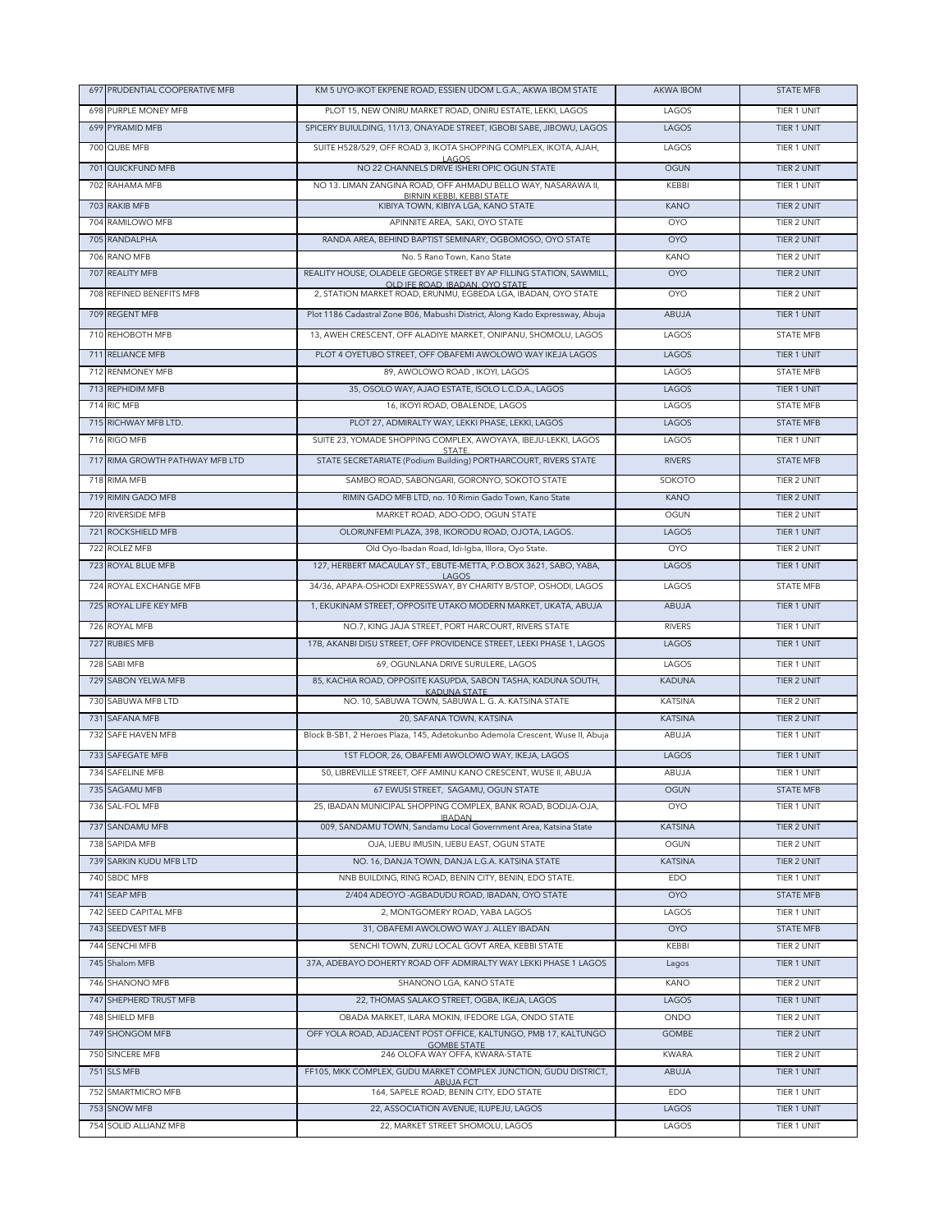| | | | | |
|---|---|---|---|---|
| 697 | PRUDENTIAL COOPERATIVE MFB | KM 5 UYO-IKOT EKPENE ROAD, ESSIEN UDOM L.G.A., AKWA IBOM STATE | AKWA IBOM | STATE MFB |
| 698 | PURPLE MONEY MFB | PLOT 15, NEW ONIRU MARKET ROAD, ONIRU ESTATE, LEKKI, LAGOS | LAGOS | TIER 1 UNIT |
| 699 | PYRAMID MFB | SPICERY BUIULDING, 11/13, ONAYADE STREET, IGBOBI SABE, JIBOWU, LAGOS | LAGOS | TIER 1 UNIT |
| 700 | QUBE MFB | SUITE H528/529, OFF ROAD 3, IKOTA SHOPPING COMPLEX, IKOTA, AJAH, LAGOS | LAGOS | TIER 1 UNIT |
| 701 | QUICKFUND MFB | NO 22 CHANNELS DRIVE ISHERI OPIC OGUN STATE | OGUN | TIER 2 UNIT |
| 702 | RAHAMA MFB | NO 13. LIMAN ZANGINA ROAD, OFF AHMADU BELLO WAY, NASARAWA II, BIRNIN KEBBI, KEBBI STATE | KEBBI | TIER 1 UNIT |
| 703 | RAKIB MFB | KIBIYA TOWN, KIBIYA LGA, KANO STATE | KANO | TIER 2 UNIT |
| 704 | RAMILOWO MFB | APINNITE AREA, SAKI, OYO STATE | OYO | TIER 2 UNIT |
| 705 | RANDALPHA | RANDA AREA, BEHIND BAPTIST SEMINARY, OGBOMOSO, OYO STATE | OYO | TIER 2 UNIT |
| 706 | RANO MFB | No. 5 Rano Town, Kano State | KANO | TIER 2 UNIT |
| 707 | REALITY MFB | REALITY HOUSE, OLADELE GEORGE STREET BY AP FILLING STATION, SAWMILL, OLD IFE ROAD, IBADAN, OYO STATE | OYO | TIER 2 UNIT |
| 708 | REFINED BENEFITS MFB | 2, STATION MARKET ROAD, ERUNMU, EGBEDA LGA, IBADAN, OYO STATE | OYO | TIER 2 UNIT |
| 709 | REGENT MFB | Plot 1186 Cadastral Zone B06, Mabushi District, Along Kado Expressway, Abuja | ABUJA | TIER 1 UNIT |
| 710 | REHOBOTH MFB | 13, AWEH CRESCENT, OFF ALADIYE MARKET, ONIPANU, SHOMOLU, LAGOS | LAGOS | STATE MFB |
| 711 | RELIANCE MFB | PLOT 4 OYETUBO STREET, OFF OBAFEMI AWOLOWO WAY IKEJA LAGOS | LAGOS | TIER 1 UNIT |
| 712 | RENMONEY MFB | 89, AWOLOWO ROAD , IKOYI, LAGOS | LAGOS | STATE MFB |
| 713 | REPHIDIM MFB | 35, OSOLO WAY, AJAO ESTATE, ISOLO L.C.D.A., LAGOS | LAGOS | TIER 1 UNIT |
| 714 | RIC MFB | 16, IKOYI ROAD, OBALENDE, LAGOS | LAGOS | STATE MFB |
| 715 | RICHWAY MFB LTD. | PLOT 27, ADMIRALTY WAY, LEKKI PHASE, LEKKI, LAGOS | LAGOS | STATE MFB |
| 716 | RIGO MFB | SUITE 23, YOMADE SHOPPING COMPLEX, AWOYAYA, IBEJU-LEKKI, LAGOS STATE. | LAGOS | TIER 1 UNIT |
| 717 | RIMA GROWTH PATHWAY MFB LTD | STATE SECRETARIATE (Podium Building) PORTHARCOURT, RIVERS STATE | RIVERS | STATE MFB |
| 718 | RIMA MFB | SAMBO ROAD, SABONGARI, GORONYO, SOKOTO STATE | SOKOTO | TIER 2 UNIT |
| 719 | RIMIN GADO MFB | RIMIN GADO MFB LTD, no. 10 Rimin Gado Town, Kano State | KANO | TIER 2 UNIT |
| 720 | RIVERSIDE MFB | MARKET ROAD, ADO-ODO, OGUN STATE | OGUN | TIER 2 UNIT |
| 721 | ROCKSHIELD MFB | OLORUNFEMI PLAZA, 398, IKORODU ROAD, OJOTA, LAGOS. | LAGOS | TIER 1 UNIT |
| 722 | ROLEZ MFB | Old Oyo-Ibadan Road, Idi-Igba, Illora, Oyo State. | OYO | TIER 2 UNIT |
| 723 | ROYAL BLUE MFB | 127, HERBERT MACAULAY ST., EBUTE-METTA, P.O.BOX 3621, SABO, YABA, LAGOS | LAGOS | TIER 1 UNIT |
| 724 | ROYAL EXCHANGE MFB | 34/36, APAPA-OSHODI EXPRESSWAY, BY CHARITY B/STOP, OSHODI, LAGOS | LAGOS | STATE MFB |
| 725 | ROYAL LIFE KEY MFB | 1, EKUKINAM STREET, OPPOSITE UTAKO MODERN MARKET, UKATA, ABUJA | ABUJA | TIER 1 UNIT |
| 726 | ROYAL MFB | NO.7, KING JAJA STREET, PORT HARCOURT, RIVERS STATE | RIVERS | TIER 1 UNIT |
| 727 | RUBIES MFB | 17B, AKANBI DISU STREET, OFF PROVIDENCE STREET, LEEKI PHASE 1, LAGOS | LAGOS | TIER 1 UNIT |
| 728 | SABI MFB | 69, OGUNLANA DRIVE SURULERE, LAGOS | LAGOS | TIER 1 UNIT |
| 729 | SABON YELWA MFB | 85, KACHIA ROAD, OPPOSITE KASUPDA, SABON TASHA, KADUNA SOUTH, KADUNA STATE | KADUNA | TIER 2 UNIT |
| 730 | SABUWA MFB LTD | NO. 10, SABUWA TOWN, SABUWA L. G. A. KATSINA STATE | KATSINA | TIER 2 UNIT |
| 731 | SAFANA MFB | 20, SAFANA TOWN, KATSINA | KATSINA | TIER 2 UNIT |
| 732 | SAFE HAVEN MFB | Block B-SB1, 2 Heroes Plaza, 145, Adetokunbo Ademola Crescent, Wuse II, Abuja | ABUJA | TIER 1 UNIT |
| 733 | SAFEGATE MFB | 1ST FLOOR, 26, OBAFEMI AWOLOWO WAY, IKEJA, LAGOS | LAGOS | TIER 1 UNIT |
| 734 | SAFELINE MFB | 50, LIBREVILLE STREET, OFF AMINU KANO CRESCENT, WUSE II, ABUJA | ABUJA | TIER 1 UNIT |
| 735 | SAGAMU MFB | 67 EWUSI STREET, SAGAMU, OGUN STATE | OGUN | STATE MFB |
| 736 | SAL-FOL MFB | 25, IBADAN MUNICIPAL SHOPPING COMPLEX, BANK ROAD, BODIJA-OJA, IBADAN | OYO | TIER 1 UNIT |
| 737 | SANDAMU MFB | 009, SANDAMU TOWN, Sandamu Local Government Area, Katsina State | KATSINA | TIER 2 UNIT |
| 738 | SAPIDA MFB | OJA, IJEBU IMUSIN, IJEBU EAST, OGUN STATE | OGUN | TIER 2 UNIT |
| 739 | SARKIN KUDU MFB LTD | NO. 16, DANJA TOWN, DANJA L.G.A. KATSINA STATE | KATSINA | TIER 2 UNIT |
| 740 | SBDC MFB | NNB BUILDING, RING ROAD, BENIN CITY, BENIN, EDO STATE. | EDO | TIER 1 UNIT |
| 741 | SEAP MFB | 2/404 ADEOYO -AGBADUDU ROAD, IBADAN, OYO STATE | OYO | STATE MFB |
| 742 | SEED CAPITAL MFB | 2, MONTGOMERY ROAD, YABA LAGOS | LAGOS | TIER 1 UNIT |
| 743 | SEEDVEST MFB | 31, OBAFEMI AWOLOWO WAY J. ALLEY IBADAN | OYO | STATE MFB |
| 744 | SENCHI MFB | SENCHI TOWN, ZURU LOCAL GOVT AREA, KEBBI STATE | KEBBI | TIER 2 UNIT |
| 745 | Shalom MFB | 37A, ADEBAYO DOHERTY ROAD OFF ADMIRALTY WAY LEKKI PHASE 1 LAGOS | Lagos | TIER 1 UNIT |
| 746 | SHANONO MFB | SHANONO LGA, KANO STATE | KANO | TIER 2 UNIT |
| 747 | SHEPHERD TRUST MFB | 22, THOMAS SALAKO STREET, OGBA, IKEJA, LAGOS | LAGOS | TIER 1 UNIT |
| 748 | SHIELD MFB | OBADA MARKET, ILARA MOKIN, IFEDORE LGA, ONDO STATE | ONDO | TIER 2 UNIT |
| 749 | SHONGOM MFB | OFF YOLA ROAD, ADJACENT POST OFFICE, KALTUNGO, PMB 17, KALTUNGO GOMBE STATE | GOMBE | TIER 2 UNIT |
| 750 | SINCERE MFB | 246 OLOFA WAY OFFA, KWARA-STATE | KWARA | TIER 2 UNIT |
| 751 | SLS MFB | FF105, MKK COMPLEX, GUDU MARKET COMPLEX JUNCTION, GUDU DISTRICT, ABUJA FCT | ABUJA | TIER 1 UNIT |
| 752 | SMARTMICRO MFB | 164, SAPELE ROAD, BENIN CITY, EDO STATE | EDO | TIER 1 UNIT |
| 753 | SNOW MFB | 22, ASSOCIATION AVENUE, ILUPEJU, LAGOS | LAGOS | TIER 1 UNIT |
| 754 | SOLID ALLIANZ MFB | 22, MARKET STREET SHOMOLU, LAGOS | LAGOS | TIER 1 UNIT |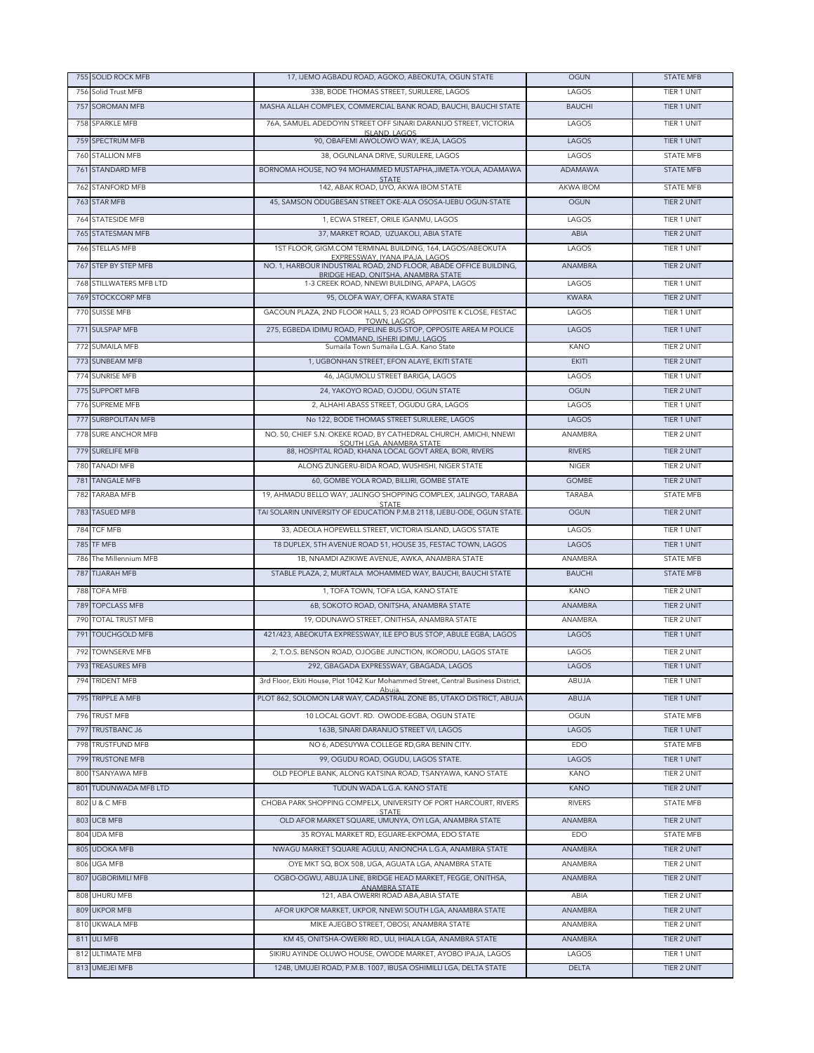| | | | | |
|---|---|---|---|---|
| 755 | SOLID ROCK MFB | 17, IJEMO AGBADU ROAD, AGOKO, ABEOKUTA, OGUN STATE | OGUN | STATE MFB |
| 756 | Solid Trust MFB | 33B, BODE THOMAS STREET, SURULERE, LAGOS | LAGOS | TIER 1 UNIT |
| 757 | SOROMAN MFB | MASHA ALLAH COMPLEX, COMMERCIAL BANK ROAD, BAUCHI, BAUCHI STATE | BAUCHI | TIER 1 UNIT |
| 758 | SPARKLE MFB | 76A, SAMUEL ADEDOYIN STREET OFF SINARI DARANIJO STREET, VICTORIA ISLAND, LAGOS | LAGOS | TIER 1 UNIT |
| 759 | SPECTRUM MFB | 90, OBAFEMI AWOLOWO WAY, IKEJA, LAGOS | LAGOS | TIER 1 UNIT |
| 760 | STALLION MFB | 38, OGUNLANA DRIVE, SURULERE, LAGOS | LAGOS | STATE MFB |
| 761 | STANDARD MFB | BORNOMA HOUSE, NO 94 MOHAMMED MUSTAPHA,JIMETA-YOLA, ADAMAWA STATE | ADAMAWA | STATE MFB |
| 762 | STANFORD MFB | 142, ABAK ROAD, UYO, AKWA IBOM STATE | AKWA IBOM | STATE MFB |
| 763 | STAR MFB | 45, SAMSON ODUGBESAN STREET OKE-ALA OSOSA-IJEBU OGUN-STATE | OGUN | TIER 2 UNIT |
| 764 | STATESIDE MFB | 1, ECWA STREET, ORILE IGANMU, LAGOS | LAGOS | TIER 1 UNIT |
| 765 | STATESMAN MFB | 37, MARKET ROAD, UZUAKOLI, ABIA STATE | ABIA | TIER 2 UNIT |
| 766 | STELLAS MFB | 1ST FLOOR, GIGM.COM TERMINAL BUILDING, 164, LAGOS/ABEOKUTA EXPRESSWAY, IYANA IPAJA, LAGOS | LAGOS | TIER 1 UNIT |
| 767 | STEP BY STEP MFB | NO. 1, HARBOUR INDUSTRIAL ROAD, 2ND FLOOR, ABADE OFFICE BUILDING, BRIDGE HEAD, ONITSHA, ANAMBRA STATE | ANAMBRA | TIER 2 UNIT |
| 768 | STILLWATERS MFB LTD | 1-3 CREEK ROAD, NNEWI BUILDING, APAPA, LAGOS | LAGOS | TIER 1 UNIT |
| 769 | STOCKCORP MFB | 95, OLOFA WAY, OFFA, KWARA STATE | KWARA | TIER 2 UNIT |
| 770 | SUISSE MFB | GACOUN PLAZA, 2ND FLOOR HALL 5, 23 ROAD OPPOSITE K CLOSE, FESTAC TOWN, LAGOS | LAGOS | TIER 1 UNIT |
| 771 | SULSPAP MFB | 275, EGBEDA IDIMU ROAD, PIPELINE BUS-STOP, OPPOSITE AREA M POLICE COMMAND, ISHERI IDIMU, LAGOS | LAGOS | TIER 1 UNIT |
| 772 | SUMAILA MFB | Sumaila Town Sumaila L.G.A. Kano State | KANO | TIER 2 UNIT |
| 773 | SUNBEAM MFB | 1, UGBONHAN STREET, EFON ALAYE, EKITI STATE | EKITI | TIER 2 UNIT |
| 774 | SUNRISE MFB | 46, JAGUMOLU STREET BARIGA, LAGOS | LAGOS | TIER 1 UNIT |
| 775 | SUPPORT MFB | 24, YAKOYO ROAD, OJODU, OGUN STATE | OGUN | TIER 2 UNIT |
| 776 | SUPREME MFB | 2, ALHAHI ABASS STREET, OGUDU GRA, LAGOS | LAGOS | TIER 1 UNIT |
| 777 | SURBPOLITAN MFB | No 122, BODE THOMAS STREET SURULERE, LAGOS | LAGOS | TIER 1 UNIT |
| 778 | SURE ANCHOR MFB | NO. 50, CHIEF S.N. OKEKE ROAD, BY CATHEDRAL CHURCH, AMICHI, NNEWI SOUTH LGA, ANAMBRA STATE | ANAMBRA | TIER 2 UNIT |
| 779 | SURELIFE MFB | 88, HOSPITAL ROAD, KHANA LOCAL GOVT AREA, BORI, RIVERS | RIVERS | TIER 2 UNIT |
| 780 | TANADI MFB | ALONG ZUNGERU-BIDA ROAD, WUSHISHI, NIGER STATE | NIGER | TIER 2 UNIT |
| 781 | TANGALE MFB | 60, GOMBE YOLA ROAD, BILLIRI, GOMBE STATE | GOMBE | TIER 2 UNIT |
| 782 | TARABA MFB | 19, AHMADU BELLO WAY, JALINGO SHOPPING COMPLEX, JALINGO, TARABA STATE | TARABA | STATE MFB |
| 783 | TASUED MFB | TAI SOLARIN UNIVERSITY OF EDUCATION P.M.B 2118, IJEBU-ODE, OGUN STATE. | OGUN | TIER 2 UNIT |
| 784 | TCF MFB | 33, ADEOLA HOPEWELL STREET, VICTORIA ISLAND, LAGOS STATE | LAGOS | TIER 1 UNIT |
| 785 | TF MFB | T8 DUPLEX, 5TH AVENUE ROAD 51, HOUSE 35, FESTAC TOWN, LAGOS | LAGOS | TIER 1 UNIT |
| 786 | The Millennium MFB | 1B, NNAMDI AZIKIWE AVENUE, AWKA, ANAMBRA STATE | ANAMBRA | STATE MFB |
| 787 | TIJARAH MFB | STABLE PLAZA, 2, MURTALA MOHAMMED WAY, BAUCHI, BAUCHI STATE | BAUCHI | STATE MFB |
| 788 | TOFA MFB | 1, TOFA TOWN, TOFA LGA, KANO STATE | KANO | TIER 2 UNIT |
| 789 | TOPCLASS MFB | 6B, SOKOTO ROAD, ONITSHA, ANAMBRA STATE | ANAMBRA | TIER 2 UNIT |
| 790 | TOTAL TRUST MFB | 19, ODUNAWO STREET, ONITHSA, ANAMBRA STATE | ANAMBRA | TIER 2 UNIT |
| 791 | TOUCHGOLD MFB | 421/423, ABEOKUTA EXPRESSWAY, ILE EPO BUS STOP, ABULE EGBA, LAGOS | LAGOS | TIER 1 UNIT |
| 792 | TOWNSERVE MFB | 2, T.O.S. BENSON ROAD, OJOGBE JUNCTION, IKORODU, LAGOS STATE | LAGOS | TIER 2 UNIT |
| 793 | TREASURES MFB | 292, GBAGADA EXPRESSWAY, GBAGADA, LAGOS | LAGOS | TIER 1 UNIT |
| 794 | TRIDENT MFB | 3rd Floor, Ekiti House, Plot 1042 Kur Mohammed Street, Central Business District, Abuja. | ABUJA | TIER 1 UNIT |
| 795 | TRIPPLE A MFB | PLOT 862, SOLOMON LAR WAY, CADASTRAL ZONE B5, UTAKO DISTRICT, ABUJA | ABUJA | TIER 1 UNIT |
| 796 | TRUST MFB | 10 LOCAL GOVT. RD. OWODE-EGBA, OGUN STATE | OGUN | STATE MFB |
| 797 | TRUSTBANC J6 | 163B, SINARI DARANIJO STREET V/I, LAGOS | LAGOS | TIER 1 UNIT |
| 798 | TRUSTFUND MFB | NO 6, ADESUYWA COLLEGE RD,GRA BENIN CITY. | EDO | STATE MFB |
| 799 | TRUSTONE MFB | 99, OGUDU ROAD, OGUDU, LAGOS STATE. | LAGOS | TIER 1 UNIT |
| 800 | TSANYAWA MFB | OLD PEOPLE BANK, ALONG KATSINA ROAD, TSANYAWA, KANO STATE | KANO | TIER 2 UNIT |
| 801 | TUDUNWADA MFB LTD | TUDUN WADA L.G.A. KANO STATE | KANO | TIER 2 UNIT |
| 802 | U & C MFB | CHOBA PARK SHOPPING COMPELX, UNIVERSITY OF PORT HARCOURT, RIVERS STATE | RIVERS | STATE MFB |
| 803 | UCB MFB | OLD AFOR MARKET SQUARE, UMUNYA, OYI LGA, ANAMBRA STATE | ANAMBRA | TIER 2 UNIT |
| 804 | UDA MFB | 35 ROYAL MARKET RD, EGUARE-EKPOMA, EDO STATE | EDO | STATE MFB |
| 805 | UDOKA MFB | NWAGU MARKET SQUARE AGULU, ANIONCHA L.G.A, ANAMBRA STATE | ANAMBRA | TIER 2 UNIT |
| 806 | UGA MFB | OYE MKT SQ, BOX 508, UGA, AGUATA LGA, ANAMBRA STATE | ANAMBRA | TIER 2 UNIT |
| 807 | UGBORIMILI MFB | OGBO-OGWU, ABUJA LINE, BRIDGE HEAD MARKET, FEGGE, ONITHSA, ANAMBRA STATE | ANAMBRA | TIER 2 UNIT |
| 808 | UHURU MFB | 121, ABA OWERRI ROAD ABA,ABIA STATE | ABIA | TIER 2 UNIT |
| 809 | UKPOR MFB | AFOR UKPOR MARKET, UKPOR, NNEWI SOUTH LGA, ANAMBRA STATE | ANAMBRA | TIER 2 UNIT |
| 810 | UKWALA MFB | MIKE AJEGBO STREET, OBOSI, ANAMBRA STATE | ANAMBRA | TIER 2 UNIT |
| 811 | ULI MFB | KM 45, ONITSHA-OWERRI RD., ULI, IHIALA LGA, ANAMBRA STATE | ANAMBRA | TIER 2 UNIT |
| 812 | ULTIMATE MFB | SIKIRU AYINDE OLUWO HOUSE, OWODE MARKET, AYOBO IPAJA, LAGOS | LAGOS | TIER 1 UNIT |
| 813 | UMEJEI MFB | 124B, UMUJEI ROAD, P.M.B. 1007, IBUSA OSHIMILLI LGA, DELTA STATE | DELTA | TIER 2 UNIT |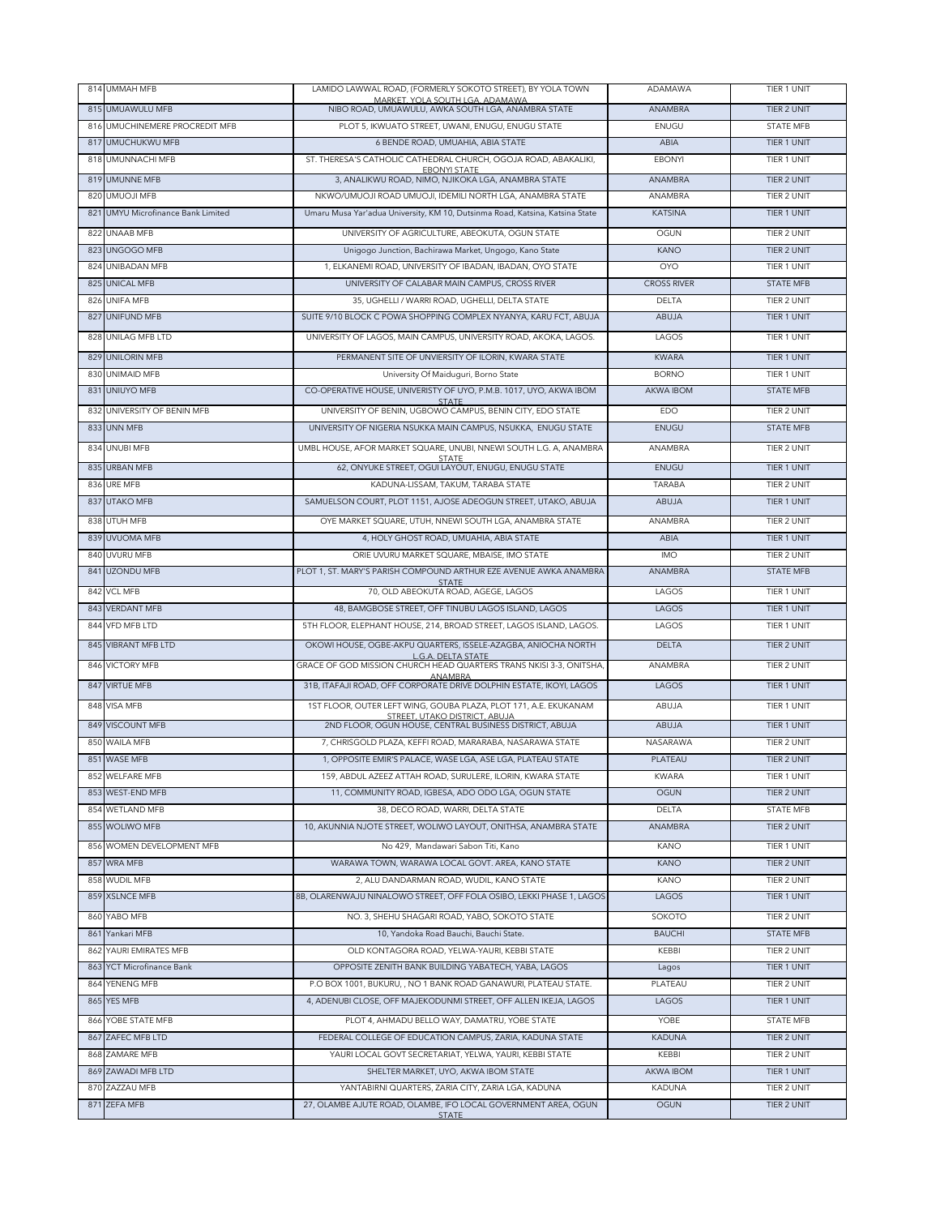| 814 | UMMAH MFB | LAMIDO LAWWAL ROAD, (FORMERLY SOKOTO STREET), BY YOLA TOWN MARKET, YOLA SOUTH LGA, ADAMAWA | ADAMAWA | TIER 1 UNIT |
|---|---|---|---|---|
| 815 | UMUAWULU MFB | NIBO ROAD, UMUAWULU, AWKA SOUTH LGA, ANAMBRA STATE | ANAMBRA | TIER 2 UNIT |
| 816 | UMUCHINEMERE PROCREDIT MFB | PLOT 5, IKWUATO STREET, UWANI, ENUGU, ENUGU STATE | ENUGU | STATE MFB |
| 817 | UMUCHUKWU MFB | 6 BENDE ROAD, UMUAHIA, ABIA STATE | ABIA | TIER 1 UNIT |
| 818 | UMUNNACHI MFB | ST. THERESA'S CATHOLIC CATHEDRAL CHURCH, OGOJA ROAD, ABAKALIKI, EBONYI STATE | EBONYI | TIER 1 UNIT |
| 819 | UMUNNE MFB | 3, ANALIKWU ROAD, NIMO, NJIKOKA LGA, ANAMBRA STATE | ANAMBRA | TIER 2 UNIT |
| 820 | UMUOJI MFB | NKWO/UMUOJI ROAD UMUOJI, IDEMILI NORTH LGA, ANAMBRA STATE | ANAMBRA | TIER 2 UNIT |
| 821 | UMYU Microfinance Bank Limited | Umaru Musa Yar'adua University, KM 10, Dutsinma Road, Katsina, Katsina State | KATSINA | TIER 1 UNIT |
| 822 | UNAAB MFB | UNIVERSITY OF AGRICULTURE, ABEOKUTA, OGUN STATE | OGUN | TIER 2 UNIT |
| 823 | UNGOGO MFB | Unigogo Junction, Bachirawa Market, Ungogo, Kano State | KANO | TIER 2 UNIT |
| 824 | UNIBADAN MFB | 1, ELKANEMI ROAD, UNIVERSITY OF IBADAN, IBADAN, OYO STATE | OYO | TIER 1 UNIT |
| 825 | UNICAL MFB | UNIVERSITY OF CALABAR MAIN CAMPUS, CROSS RIVER | CROSS RIVER | STATE MFB |
| 826 | UNIFA MFB | 35, UGHELLI / WARRI ROAD, UGHELLI, DELTA STATE | DELTA | TIER 2 UNIT |
| 827 | UNIFUND MFB | SUITE 9/10 BLOCK C POWA SHOPPING COMPLEX NYANYA, KARU FCT, ABUJA | ABUJA | TIER 1 UNIT |
| 828 | UNILAG MFB LTD | UNIVERSITY OF LAGOS, MAIN CAMPUS, UNIVERSITY ROAD, AKOKA, LAGOS. | LAGOS | TIER 1 UNIT |
| 829 | UNILORIN MFB | PERMANENT SITE OF UNVIERSITY OF ILORIN, KWARA STATE | KWARA | TIER 1 UNIT |
| 830 | UNIMAID MFB | University Of Maiduguri, Borno State | BORNO | TIER 1 UNIT |
| 831 | UNIUYO MFB | CO-OPERATIVE HOUSE, UNIVERISTY OF UYO, P.M.B. 1017, UYO, AKWA IBOM STATE | AKWA IBOM | STATE MFB |
| 832 | UNIVERSITY OF BENIN MFB | UNIVERSITY OF BENIN, UGBOWO CAMPUS, BENIN CITY, EDO STATE | EDO | TIER 2 UNIT |
| 833 | UNN MFB | UNIVERSITY OF NIGERIA NSUKKA MAIN CAMPUS, NSUKKA, ENUGU STATE | ENUGU | STATE MFB |
| 834 | UNUBI MFB | UMBL HOUSE, AFOR MARKET SQUARE, UNUBI, NNEWI SOUTH L.G. A, ANAMBRA STATE | ANAMBRA | TIER 2 UNIT |
| 835 | URBAN MFB | 62, ONYUKE STREET, OGUI LAYOUT, ENUGU, ENUGU STATE | ENUGU | TIER 1 UNIT |
| 836 | URE MFB | KADUNA-LISSAM, TAKUM, TARABA STATE | TARABA | TIER 2 UNIT |
| 837 | UTAKO MFB | SAMUELSON COURT, PLOT 1151, AJOSE ADEOGUN STREET, UTAKO, ABUJA | ABUJA | TIER 1 UNIT |
| 838 | UTUH MFB | OYE MARKET SQUARE, UTUH, NNEWI SOUTH LGA, ANAMBRA STATE | ANAMBRA | TIER 2 UNIT |
| 839 | UVUOMA MFB | 4, HOLY GHOST ROAD, UMUAHIA, ABIA STATE | ABIA | TIER 1 UNIT |
| 840 | UVURU MFB | ORIE UVURU MARKET SQUARE, MBAISE, IMO STATE | IMO | TIER 2 UNIT |
| 841 | UZONDU MFB | PLOT 1, ST. MARY'S PARISH COMPOUND ARTHUR EZE AVENUE AWKA ANAMBRA STATE | ANAMBRA | STATE MFB |
| 842 | VCL MFB | 70, OLD ABEOKUTA ROAD, AGEGE, LAGOS | LAGOS | TIER 1 UNIT |
| 843 | VERDANT MFB | 48, BAMGBOSE STREET, OFF TINUBU LAGOS ISLAND, LAGOS | LAGOS | TIER 1 UNIT |
| 844 | VFD MFB LTD | 5TH FLOOR, ELEPHANT HOUSE, 214, BROAD STREET, LAGOS ISLAND, LAGOS. | LAGOS | TIER 1 UNIT |
| 845 | VIBRANT MFB LTD | OKOWI HOUSE, OGBE-AKPU QUARTERS, ISSELE-AZAGBA, ANIOCHA NORTH L.G.A. DELTA STATE | DELTA | TIER 2 UNIT |
| 846 | VICTORY MFB | GRACE OF GOD MISSION CHURCH HEAD QUARTERS TRANS NKISI 3-3, ONITSHA, ANAMBRA | ANAMBRA | TIER 2 UNIT |
| 847 | VIRTUE MFB | 31B, ITAFAJI ROAD, OFF CORPORATE DRIVE DOLPHIN ESTATE, IKOYI, LAGOS | LAGOS | TIER 1 UNIT |
| 848 | VISA MFB | 1ST FLOOR, OUTER LEFT WING, GOUBA PLAZA, PLOT 171, A.E. EKUKANAM STREET, UTAKO DISTRICT, ABUJA | ABUJA | TIER 1 UNIT |
| 849 | VISCOUNT MFB | 2ND FLOOR, OGUN HOUSE, CENTRAL BUSINESS DISTRICT, ABUJA | ABUJA | TIER 1 UNIT |
| 850 | WAILA MFB | 7, CHRISGOLD PLAZA, KEFFI ROAD, MARARABA, NASARAWA STATE | NASARAWA | TIER 2 UNIT |
| 851 | WASE MFB | 1, OPPOSITE EMIR'S PALACE, WASE LGA, ASE LGA, PLATEAU STATE | PLATEAU | TIER 2 UNIT |
| 852 | WELFARE MFB | 159, ABDUL AZEEZ ATTAH ROAD, SURULERE, ILORIN, KWARA STATE | KWARA | TIER 1 UNIT |
| 853 | WEST-END MFB | 11, COMMUNITY ROAD, IGBESA, ADO ODO LGA, OGUN STATE | OGUN | TIER 2 UNIT |
| 854 | WETLAND MFB | 38, DECO ROAD, WARRI, DELTA STATE | DELTA | STATE MFB |
| 855 | WOLIWO MFB | 10, AKUNNIA NJOTE STREET, WOLIWO LAYOUT, ONITHSA, ANAMBRA STATE | ANAMBRA | TIER 2 UNIT |
| 856 | WOMEN DEVELOPMENT MFB | No 429, Mandawari Sabon Titi, Kano | KANO | TIER 1 UNIT |
| 857 | WRA MFB | WARAWA TOWN, WARAWA LOCAL GOVT. AREA, KANO STATE | KANO | TIER 2 UNIT |
| 858 | WUDIL MFB | 2, ALU DANDARMAN ROAD, WUDIL, KANO STATE | KANO | TIER 2 UNIT |
| 859 | XSLNCE MFB | 8B, OLARENWAJU NINALOWO STREET, OFF FOLA OSIBO, LEKKI PHASE 1, LAGOS | LAGOS | TIER 1 UNIT |
| 860 | YABO MFB | NO. 3, SHEHU SHAGARI ROAD, YABO, SOKOTO STATE | SOKOTO | TIER 2 UNIT |
| 861 | Yankari MFB | 10, Yandoka Road Bauchi, Bauchi State. | BAUCHI | STATE MFB |
| 862 | YAURI EMIRATES MFB | OLD KONTAGORA ROAD, YELWA-YAURI, KEBBI STATE | KEBBI | TIER 2 UNIT |
| 863 | YCT Microfinance Bank | OPPOSITE ZENITH BANK BUILDING YABATECH, YABA, LAGOS | Lagos | TIER 1 UNIT |
| 864 | YENENG MFB | P.O BOX 1001, BUKURU, , NO 1 BANK ROAD GANAWURI, PLATEAU STATE. | PLATEAU | TIER 2 UNIT |
| 865 | YES MFB | 4, ADENUBI CLOSE, OFF MAJEKODUNMI STREET, OFF ALLEN IKEJA, LAGOS | LAGOS | TIER 1 UNIT |
| 866 | YOBE STATE MFB | PLOT 4, AHMADU BELLO WAY, DAMATRU, YOBE STATE | YOBE | STATE MFB |
| 867 | ZAFEC MFB LTD | FEDERAL COLLEGE OF EDUCATION CAMPUS, ZARIA, KADUNA STATE | KADUNA | TIER 2 UNIT |
| 868 | ZAMARE MFB | YAURI LOCAL GOVT SECRETARIAT, YELWA, YAURI, KEBBI STATE | KEBBI | TIER 2 UNIT |
| 869 | ZAWADI MFB LTD | SHELTER MARKET, UYO, AKWA IBOM STATE | AKWA IBOM | TIER 1 UNIT |
| 870 | ZAZZAU MFB | YANTABIRNI QUARTERS, ZARIA CITY, ZARIA LGA, KADUNA | KADUNA | TIER 2 UNIT |
| 871 | ZEFA MFB | 27, OLAMBE AJUTE ROAD, OLAMBE, IFO LOCAL GOVERNMENT AREA, OGUN STATE | OGUN | TIER 2 UNIT |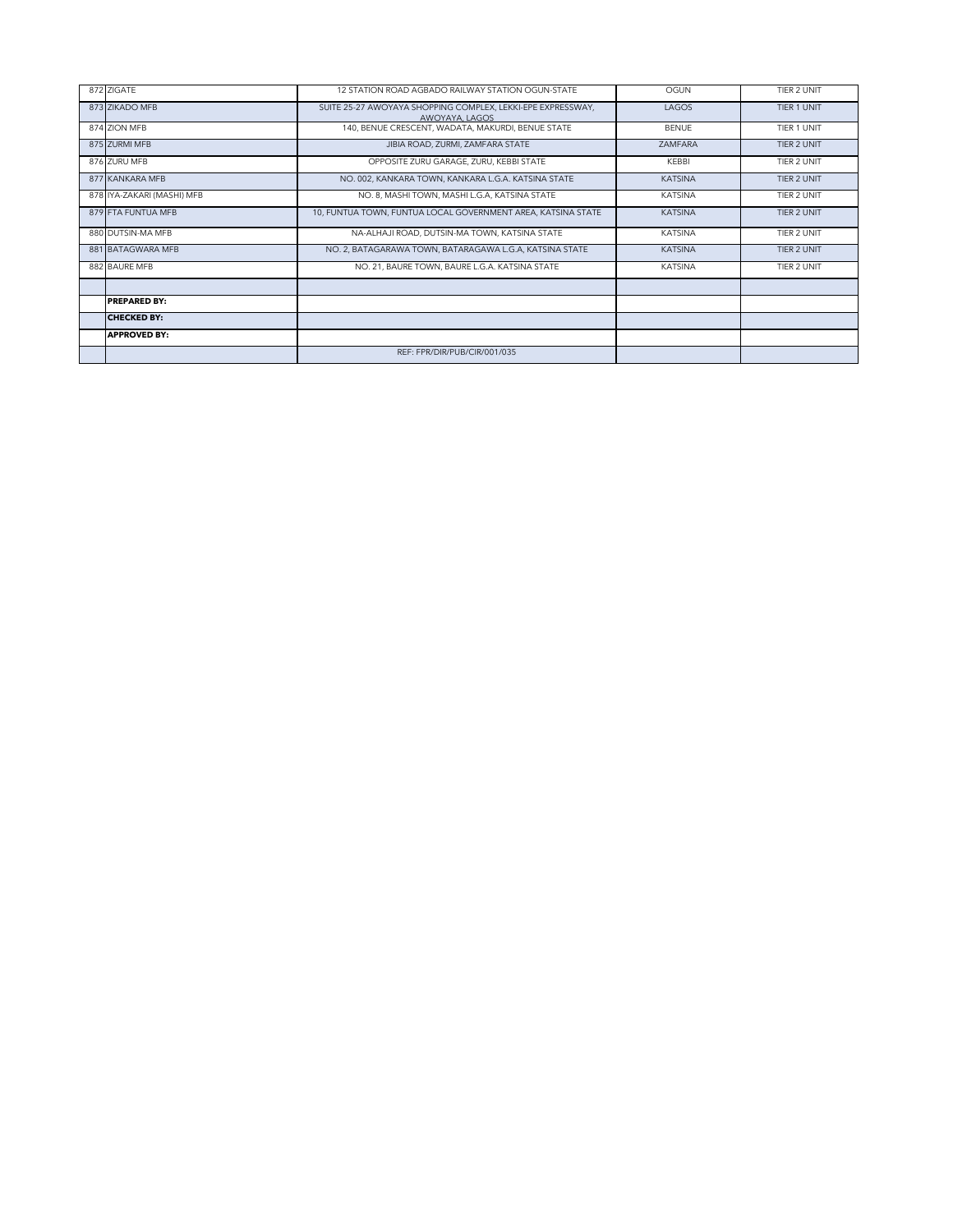| | | | | |
|---|---|---|---|---|
| 872 | ZIGATE | 12 STATION ROAD AGBADO RAILWAY STATION OGUN-STATE | OGUN | TIER 2 UNIT |
| 873 | ZIKADO MFB | SUITE 25-27 AWOYAYA SHOPPING COMPLEX, LEKKI-EPE EXPRESSWAY, AWOYAYA, LAGOS | LAGOS | TIER 1 UNIT |
| 874 | ZION MFB | 140, BENUE CRESCENT, WADATA, MAKURDI, BENUE STATE | BENUE | TIER 1 UNIT |
| 875 | ZURMI MFB | JIBIA ROAD, ZURMI, ZAMFARA STATE | ZAMFARA | TIER 2 UNIT |
| 876 | ZURU MFB | OPPOSITE ZURU GARAGE, ZURU, KEBBI STATE | KEBBI | TIER 2 UNIT |
| 877 | KANKARA MFB | NO. 002, KANKARA TOWN, KANKARA L.G.A. KATSINA STATE | KATSINA | TIER 2 UNIT |
| 878 | IYA-ZAKARI (MASHI) MFB | NO. 8, MASHI TOWN, MASHI L.G.A, KATSINA STATE | KATSINA | TIER 2 UNIT |
| 879 | FTA FUNTUA MFB | 10, FUNTUA TOWN, FUNTUA LOCAL GOVERNMENT AREA, KATSINA STATE | KATSINA | TIER 2 UNIT |
| 880 | DUTSIN-MA MFB | NA-ALHAJI ROAD, DUTSIN-MA TOWN, KATSINA STATE | KATSINA | TIER 2 UNIT |
| 881 | BATAGWARA MFB | NO. 2, BATAGARAWA TOWN, BATARAGAWA L.G.A, KATSINA STATE | KATSINA | TIER 2 UNIT |
| 882 | BAURE MFB | NO. 21, BAURE TOWN, BAURE L.G.A. KATSINA STATE | KATSINA | TIER 2 UNIT |
| | | | | |
| | **PREPARED BY:** | | | |
| | **CHECKED BY:** | | | |
| | **APPROVED BY:** | | | |
| | | REF: FPR/DIR/PUB/CIR/001/035 | | |